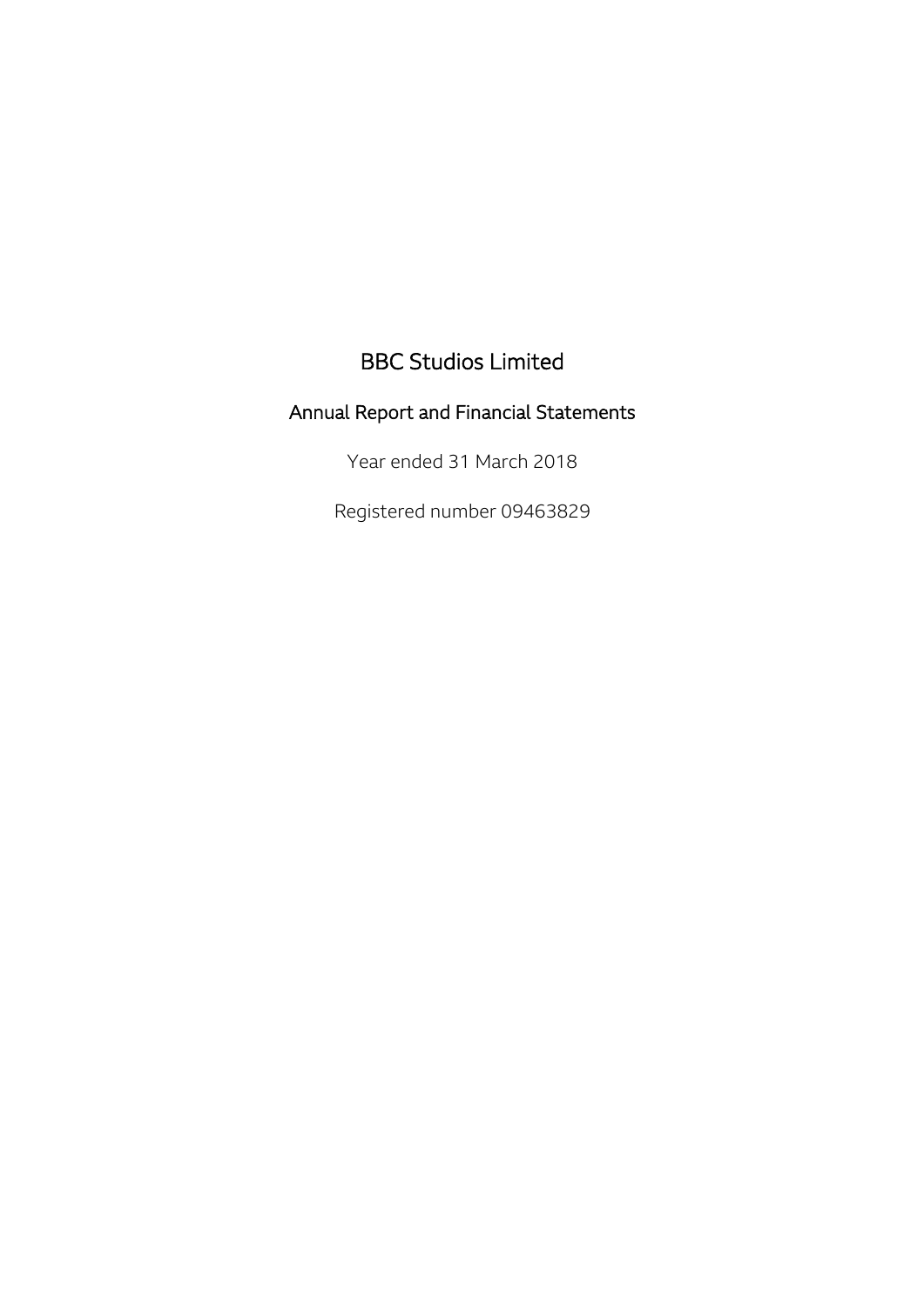# BBC Studios Limited

## Annual Report and Financial Statements

Year ended 31 March 2018

Registered number 09463829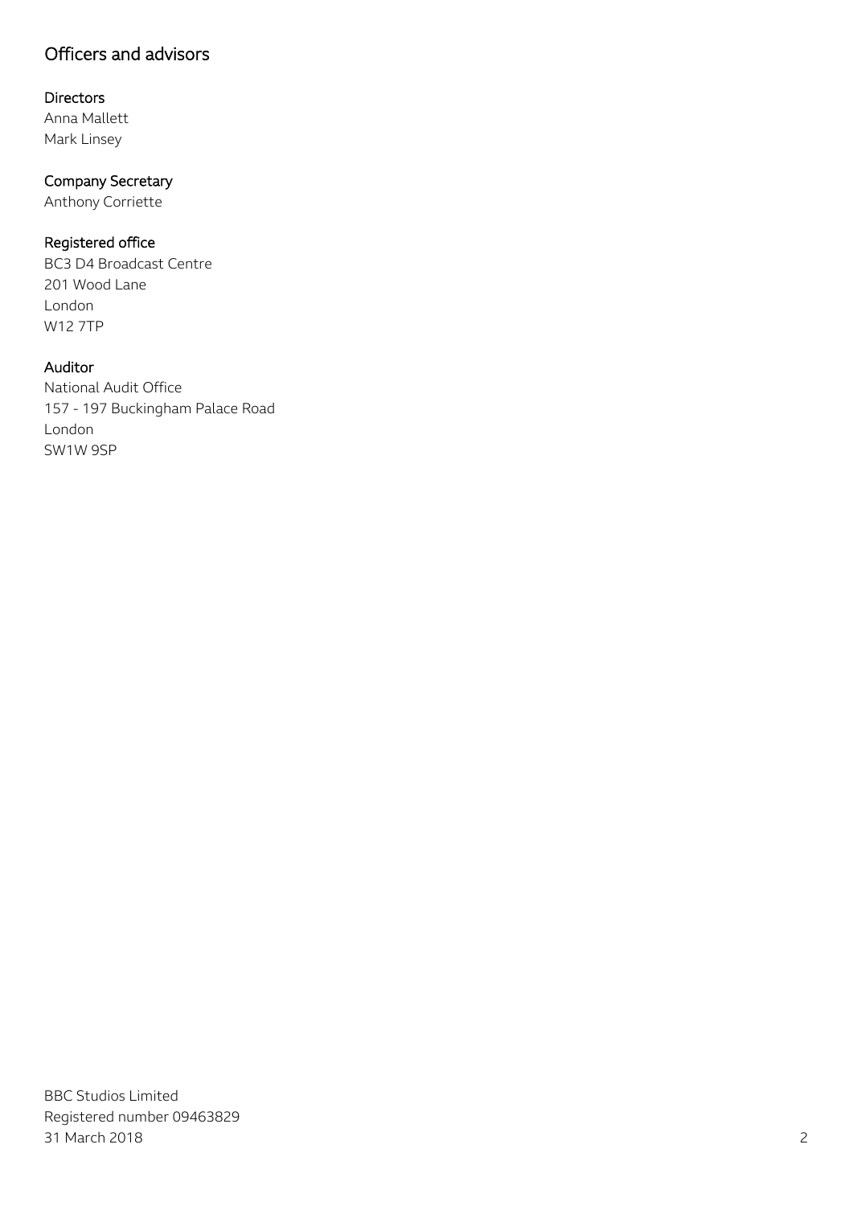# Officers and advisors

### Directors

Anna Mallett
Mark Linsey

### Company Secretary

Anthony Corriette

### Registered office

BC3 D4 Broadcast Centre
201 Wood Lane
London
W12 7TP

### Auditor

National Audit Office
157 - 197 Buckingham Palace Road
London
SW1W 9SP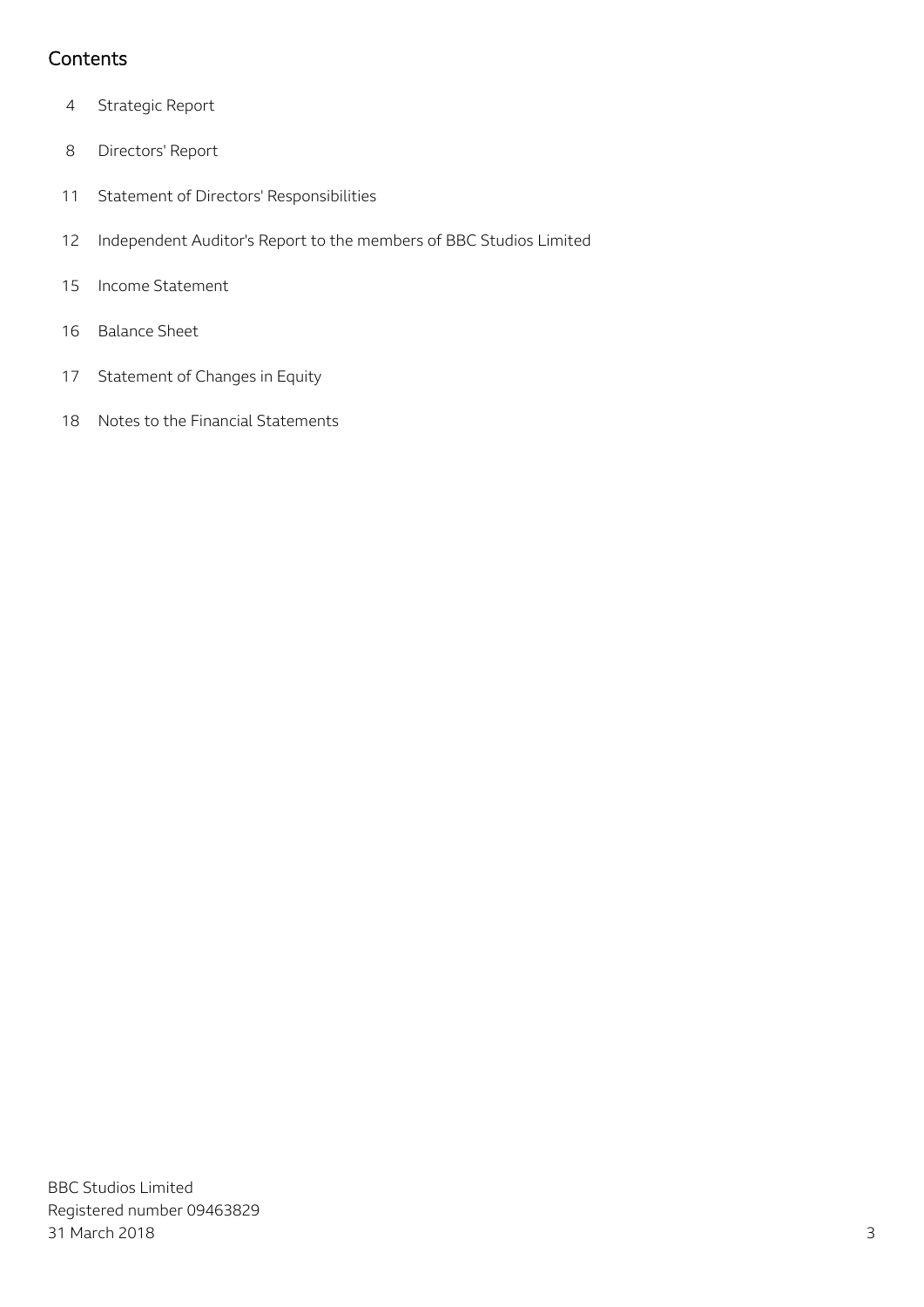## Contents

| | |
|---|---|
| 4 | Strategic Report |
| 8 | Directors' Report |
| 11 | Statement of Directors' Responsibilities |
| 12 | Independent Auditor's Report to the members of BBC Studios Limited |
| 15 | Income Statement |
| 16 | Balance Sheet |
| 17 | Statement of Changes in Equity |
| 18 | Notes to the Financial Statements |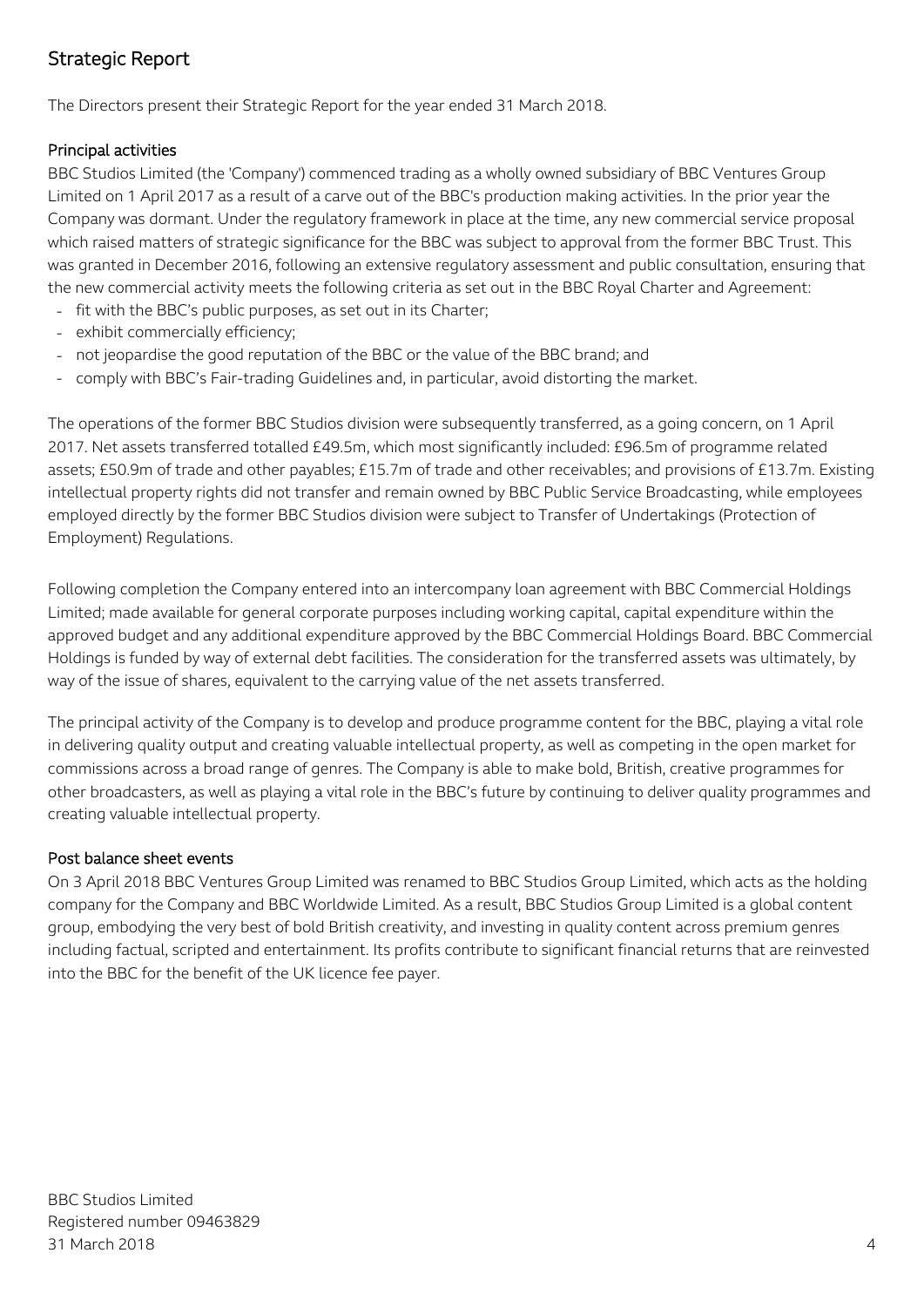## Strategic Report

The Directors present their Strategic Report for the year ended 31 March 2018.

### Principal activities

BBC Studios Limited (the 'Company') commenced trading as a wholly owned subsidiary of BBC Ventures Group Limited on 1 April 2017 as a result of a carve out of the BBC's production making activities. In the prior year the Company was dormant. Under the regulatory framework in place at the time, any new commercial service proposal which raised matters of strategic significance for the BBC was subject to approval from the former BBC Trust. This was granted in December 2016, following an extensive regulatory assessment and public consultation, ensuring that the new commercial activity meets the following criteria as set out in the BBC Royal Charter and Agreement:

- fit with the BBC's public purposes, as set out in its Charter;
- exhibit commercially efficiency;
- not jeopardise the good reputation of the BBC or the value of the BBC brand; and
- comply with BBC's Fair-trading Guidelines and, in particular, avoid distorting the market.

The operations of the former BBC Studios division were subsequently transferred, as a going concern, on 1 April 2017. Net assets transferred totalled £49.5m, which most significantly included: £96.5m of programme related assets; £50.9m of trade and other payables; £15.7m of trade and other receivables; and provisions of £13.7m. Existing intellectual property rights did not transfer and remain owned by BBC Public Service Broadcasting, while employees employed directly by the former BBC Studios division were subject to Transfer of Undertakings (Protection of Employment) Regulations.

Following completion the Company entered into an intercompany loan agreement with BBC Commercial Holdings Limited; made available for general corporate purposes including working capital, capital expenditure within the approved budget and any additional expenditure approved by the BBC Commercial Holdings Board. BBC Commercial Holdings is funded by way of external debt facilities. The consideration for the transferred assets was ultimately, by way of the issue of shares, equivalent to the carrying value of the net assets transferred.

The principal activity of the Company is to develop and produce programme content for the BBC, playing a vital role in delivering quality output and creating valuable intellectual property, as well as competing in the open market for commissions across a broad range of genres. The Company is able to make bold, British, creative programmes for other broadcasters, as well as playing a vital role in the BBC's future by continuing to deliver quality programmes and creating valuable intellectual property.

### Post balance sheet events

On 3 April 2018 BBC Ventures Group Limited was renamed to BBC Studios Group Limited, which acts as the holding company for the Company and BBC Worldwide Limited. As a result, BBC Studios Group Limited is a global content group, embodying the very best of bold British creativity, and investing in quality content across premium genres including factual, scripted and entertainment. Its profits contribute to significant financial returns that are reinvested into the BBC for the benefit of the UK licence fee payer.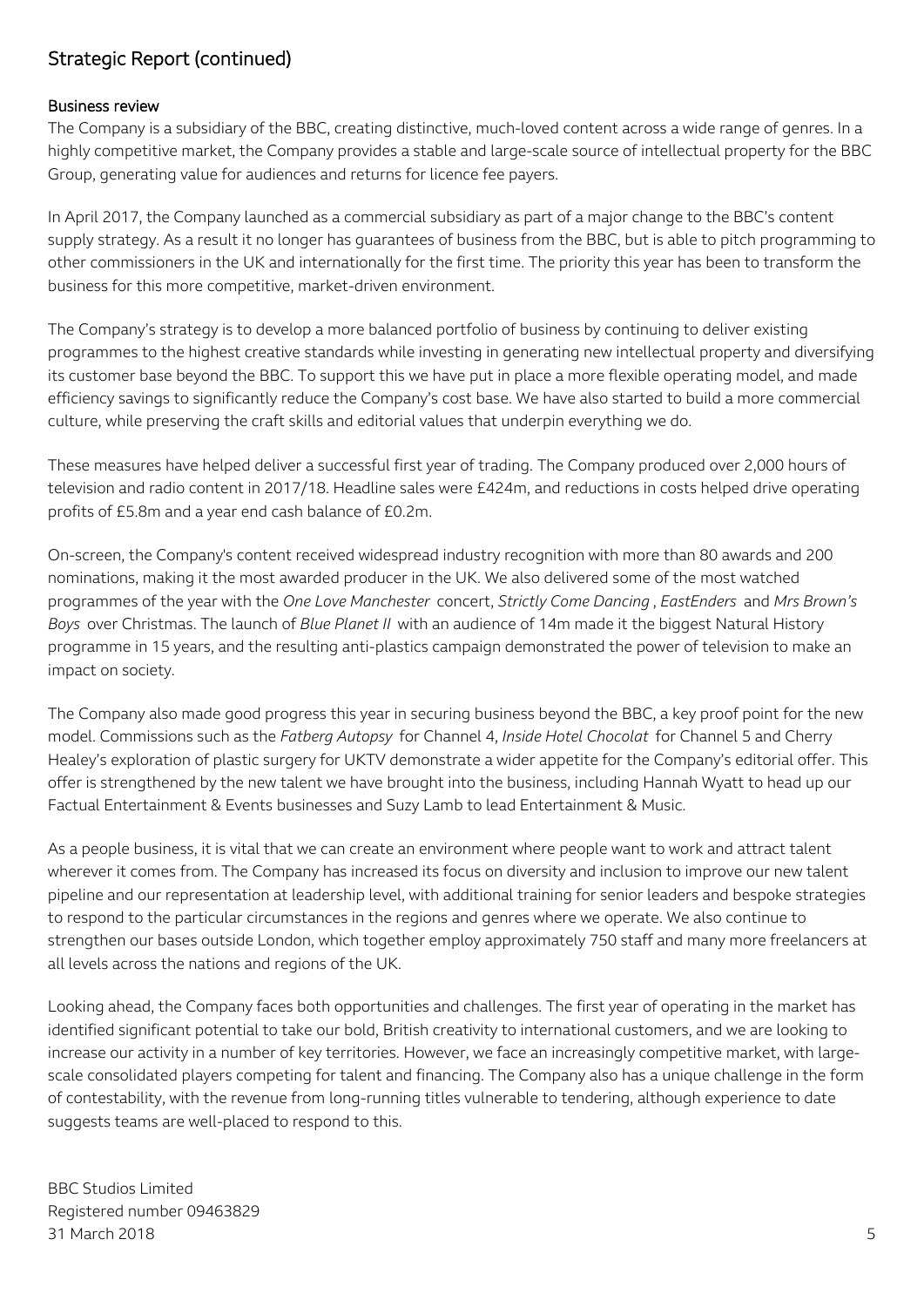## Strategic Report (continued)

### Business review

The Company is a subsidiary of the BBC, creating distinctive, much-loved content across a wide range of genres. In a highly competitive market, the Company provides a stable and large-scale source of intellectual property for the BBC Group, generating value for audiences and returns for licence fee payers.

In April 2017, the Company launched as a commercial subsidiary as part of a major change to the BBC's content supply strategy. As a result it no longer has guarantees of business from the BBC, but is able to pitch programming to other commissioners in the UK and internationally for the first time. The priority this year has been to transform the business for this more competitive, market-driven environment.

The Company's strategy is to develop a more balanced portfolio of business by continuing to deliver existing programmes to the highest creative standards while investing in generating new intellectual property and diversifying its customer base beyond the BBC. To support this we have put in place a more flexible operating model, and made efficiency savings to significantly reduce the Company's cost base. We have also started to build a more commercial culture, while preserving the craft skills and editorial values that underpin everything we do.

These measures have helped deliver a successful first year of trading. The Company produced over 2,000 hours of television and radio content in 2017/18. Headline sales were £424m, and reductions in costs helped drive operating profits of £5.8m and a year end cash balance of £0.2m.

On-screen, the Company's content received widespread industry recognition with more than 80 awards and 200 nominations, making it the most awarded producer in the UK. We also delivered some of the most watched programmes of the year with the *One Love Manchester* concert, *Strictly Come Dancing*, *EastEnders* and *Mrs Brown's Boys* over Christmas. The launch of *Blue Planet II* with an audience of 14m made it the biggest Natural History programme in 15 years, and the resulting anti-plastics campaign demonstrated the power of television to make an impact on society.

The Company also made good progress this year in securing business beyond the BBC, a key proof point for the new model. Commissions such as the *Fatberg Autopsy* for Channel 4, *Inside Hotel Chocolat* for Channel 5 and Cherry Healey's exploration of plastic surgery for UKTV demonstrate a wider appetite for the Company's editorial offer. This offer is strengthened by the new talent we have brought into the business, including Hannah Wyatt to head up our Factual Entertainment & Events businesses and Suzy Lamb to lead Entertainment & Music.

As a people business, it is vital that we can create an environment where people want to work and attract talent wherever it comes from. The Company has increased its focus on diversity and inclusion to improve our new talent pipeline and our representation at leadership level, with additional training for senior leaders and bespoke strategies to respond to the particular circumstances in the regions and genres where we operate. We also continue to strengthen our bases outside London, which together employ approximately 750 staff and many more freelancers at all levels across the nations and regions of the UK.

Looking ahead, the Company faces both opportunities and challenges. The first year of operating in the market has identified significant potential to take our bold, British creativity to international customers, and we are looking to increase our activity in a number of key territories. However, we face an increasingly competitive market, with large-scale consolidated players competing for talent and financing. The Company also has a unique challenge in the form of contestability, with the revenue from long-running titles vulnerable to tendering, although experience to date suggests teams are well-placed to respond to this.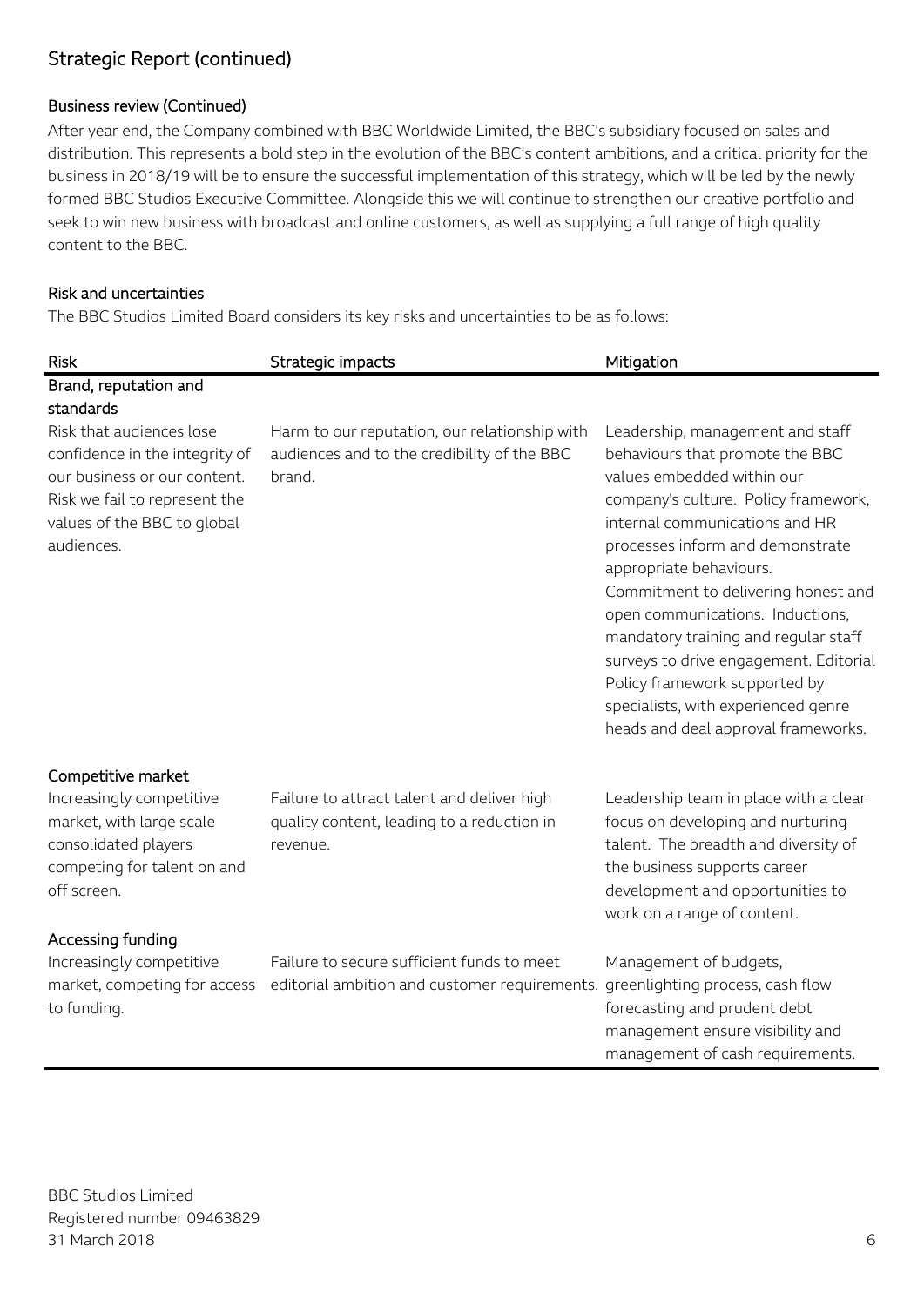## Strategic Report (continued)

### Business review (Continued)

After year end, the Company combined with BBC Worldwide Limited, the BBC's subsidiary focused on sales and distribution. This represents a bold step in the evolution of the BBC's content ambitions, and a critical priority for the business in 2018/19 will be to ensure the successful implementation of this strategy, which will be led by the newly formed BBC Studios Executive Committee. Alongside this we will continue to strengthen our creative portfolio and seek to win new business with broadcast and online customers, as well as supplying a full range of high quality content to the BBC.

### Risk and uncertainties

The BBC Studios Limited Board considers its key risks and uncertainties to be as follows:

| Risk | Strategic impacts | Mitigation |
|---|---|---|
| **Brand, reputation and standards**<br>Risk that audiences lose confidence in the integrity of our business or our content. Risk we fail to represent the values of the BBC to global audiences. | Harm to our reputation, our relationship with audiences and to the credibility of the BBC brand. | Leadership, management and staff behaviours that promote the BBC values embedded within our company's culture. Policy framework, internal communications and HR processes inform and demonstrate appropriate behaviours. Commitment to delivering honest and open communications. Inductions, mandatory training and regular staff surveys to drive engagement. Editorial Policy framework supported by specialists, with experienced genre heads and deal approval frameworks. |
| **Competitive market**<br>Increasingly competitive market, with large scale consolidated players competing for talent on and off screen. | Failure to attract talent and deliver high quality content, leading to a reduction in revenue. | Leadership team in place with a clear focus on developing and nurturing talent. The breadth and diversity of the business supports career development and opportunities to work on a range of content. |
| **Accessing funding**<br>Increasingly competitive market, competing for access to funding. | Failure to secure sufficient funds to meet editorial ambition and customer requirements. | Management of budgets, greenlighting process, cash flow forecasting and prudent debt management ensure visibility and management of cash requirements. |

BBC Studios Limited
Registered number 09463829
31 March 2018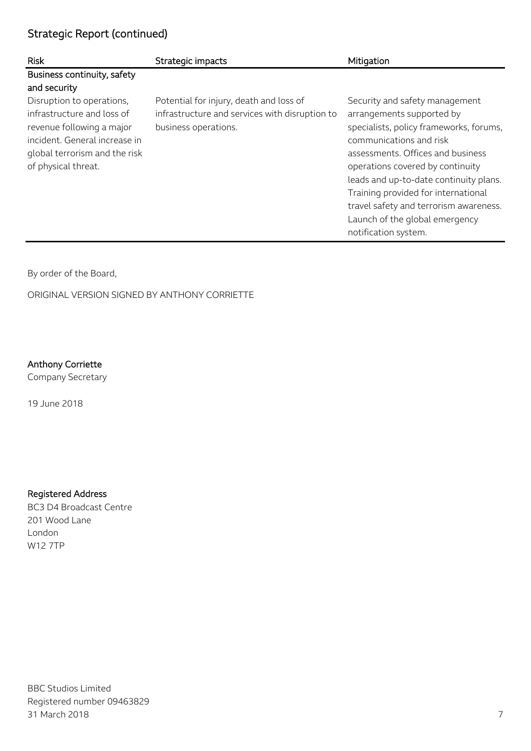## Strategic Report (continued)

| Risk | Strategic impacts | Mitigation |
|---|---|---|
| **Business continuity, safety and security** | | |
| Disruption to operations, infrastructure and loss of revenue following a major incident. General increase in global terrorism and the risk of physical threat. | Potential for injury, death and loss of infrastructure and services with disruption to business operations. | Security and safety management arrangements supported by specialists, policy frameworks, forums, communications and risk assessments. Offices and business operations covered by continuity leads and up-to-date continuity plans. Training provided for international travel safety and terrorism awareness. Launch of the global emergency notification system. |

By order of the Board,

ORIGINAL VERSION SIGNED BY ANTHONY CORRIETTE

**Anthony Corriette**
Company Secretary

19 June 2018

**Registered Address**
BC3 D4 Broadcast Centre
201 Wood Lane
London
W12 7TP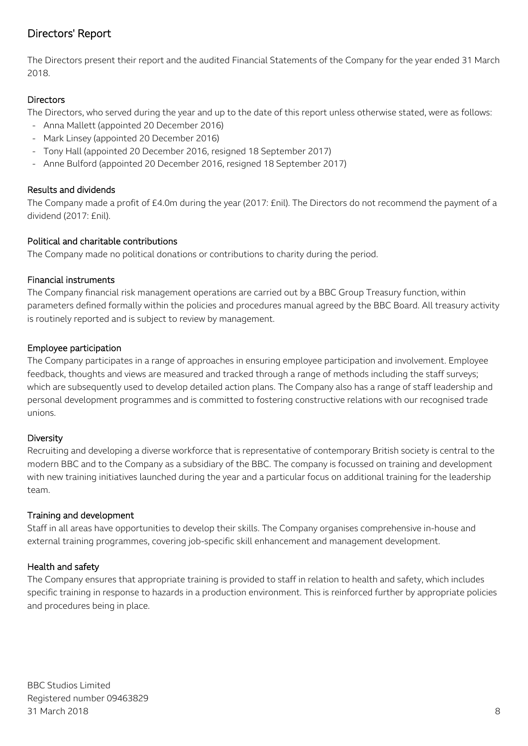# Directors' Report

The Directors present their report and the audited Financial Statements of the Company for the year ended 31 March 2018.

## Directors

The Directors, who served during the year and up to the date of this report unless otherwise stated, were as follows:

- Anna Mallett (appointed 20 December 2016)
- Mark Linsey (appointed 20 December 2016)
- Tony Hall (appointed 20 December 2016, resigned 18 September 2017)
- Anne Bulford (appointed 20 December 2016, resigned 18 September 2017)

## Results and dividends

The Company made a profit of £4.0m during the year (2017: £nil). The Directors do not recommend the payment of a dividend (2017: £nil).

## Political and charitable contributions

The Company made no political donations or contributions to charity during the period.

## Financial instruments

The Company financial risk management operations are carried out by a BBC Group Treasury function, within parameters defined formally within the policies and procedures manual agreed by the BBC Board. All treasury activity is routinely reported and is subject to review by management.

## Employee participation

The Company participates in a range of approaches in ensuring employee participation and involvement. Employee feedback, thoughts and views are measured and tracked through a range of methods including the staff surveys; which are subsequently used to develop detailed action plans. The Company also has a range of staff leadership and personal development programmes and is committed to fostering constructive relations with our recognised trade unions.

## Diversity

Recruiting and developing a diverse workforce that is representative of contemporary British society is central to the modern BBC and to the Company as a subsidiary of the BBC. The company is focussed on training and development with new training initiatives launched during the year and a particular focus on additional training for the leadership team.

## Training and development

Staff in all areas have opportunities to develop their skills. The Company organises comprehensive in-house and external training programmes, covering job-specific skill enhancement and management development.

## Health and safety

The Company ensures that appropriate training is provided to staff in relation to health and safety, which includes specific training in response to hazards in a production environment. This is reinforced further by appropriate policies and procedures being in place.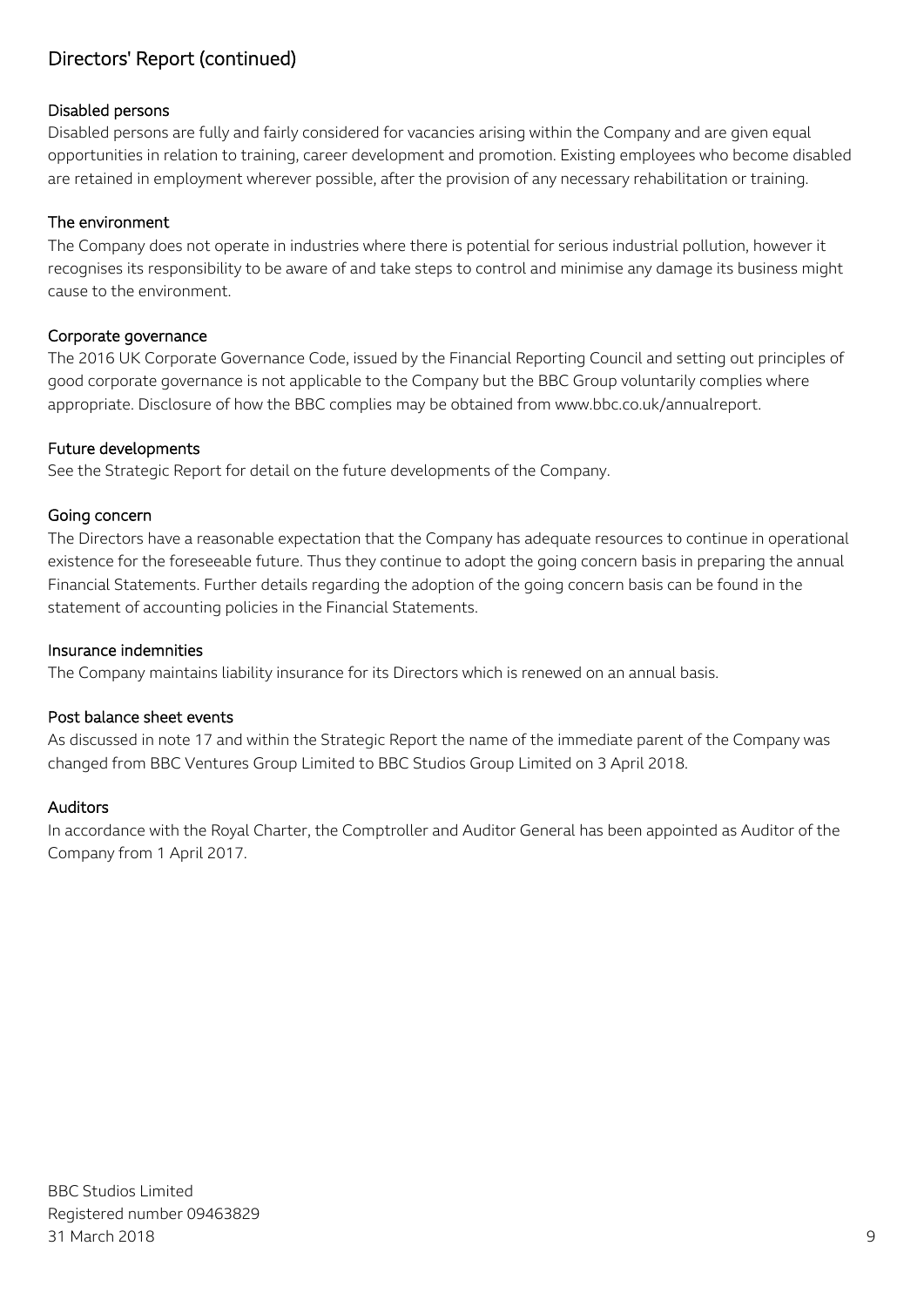## Directors' Report (continued)

### Disabled persons

Disabled persons are fully and fairly considered for vacancies arising within the Company and are given equal opportunities in relation to training, career development and promotion. Existing employees who become disabled are retained in employment wherever possible, after the provision of any necessary rehabilitation or training.

### The environment

The Company does not operate in industries where there is potential for serious industrial pollution, however it recognises its responsibility to be aware of and take steps to control and minimise any damage its business might cause to the environment.

### Corporate governance

The 2016 UK Corporate Governance Code, issued by the Financial Reporting Council and setting out principles of good corporate governance is not applicable to the Company but the BBC Group voluntarily complies where appropriate. Disclosure of how the BBC complies may be obtained from www.bbc.co.uk/annualreport.

### Future developments

See the Strategic Report for detail on the future developments of the Company.

### Going concern

The Directors have a reasonable expectation that the Company has adequate resources to continue in operational existence for the foreseeable future. Thus they continue to adopt the going concern basis in preparing the annual Financial Statements. Further details regarding the adoption of the going concern basis can be found in the statement of accounting policies in the Financial Statements.

### Insurance indemnities

The Company maintains liability insurance for its Directors which is renewed on an annual basis.

### Post balance sheet events

As discussed in note 17 and within the Strategic Report the name of the immediate parent of the Company was changed from BBC Ventures Group Limited to BBC Studios Group Limited on 3 April 2018.

### Auditors

In accordance with the Royal Charter, the Comptroller and Auditor General has been appointed as Auditor of the Company from 1 April 2017.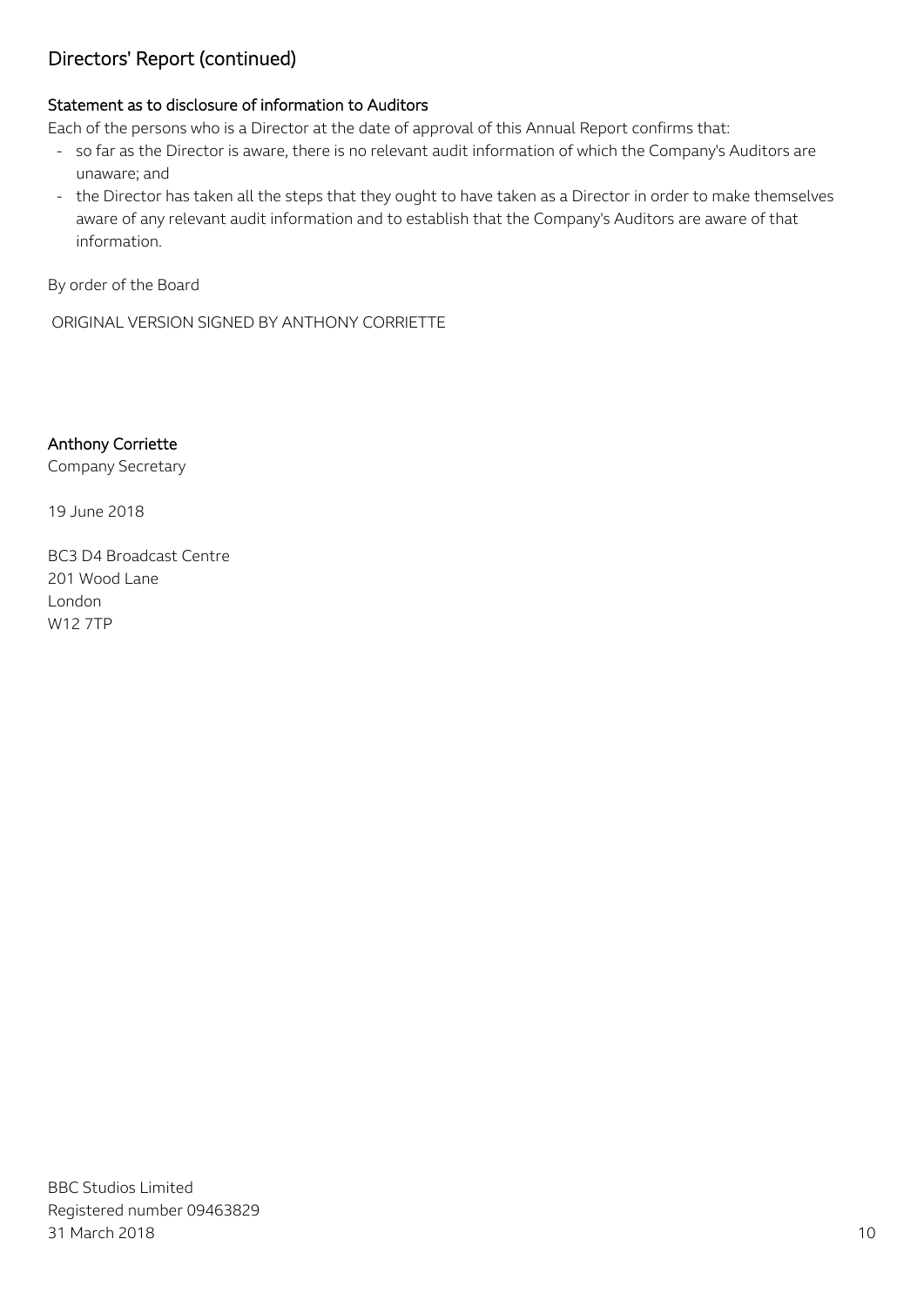## Directors' Report (continued)

### Statement as to disclosure of information to Auditors

Each of the persons who is a Director at the date of approval of this Annual Report confirms that:

- so far as the Director is aware, there is no relevant audit information of which the Company's Auditors are unaware; and
- the Director has taken all the steps that they ought to have taken as a Director in order to make themselves aware of any relevant audit information and to establish that the Company's Auditors are aware of that information.

By order of the Board

ORIGINAL VERSION SIGNED BY ANTHONY CORRIETTE

Anthony Corriette
Company Secretary

19 June 2018

BC3 D4 Broadcast Centre
201 Wood Lane
London
W12 7TP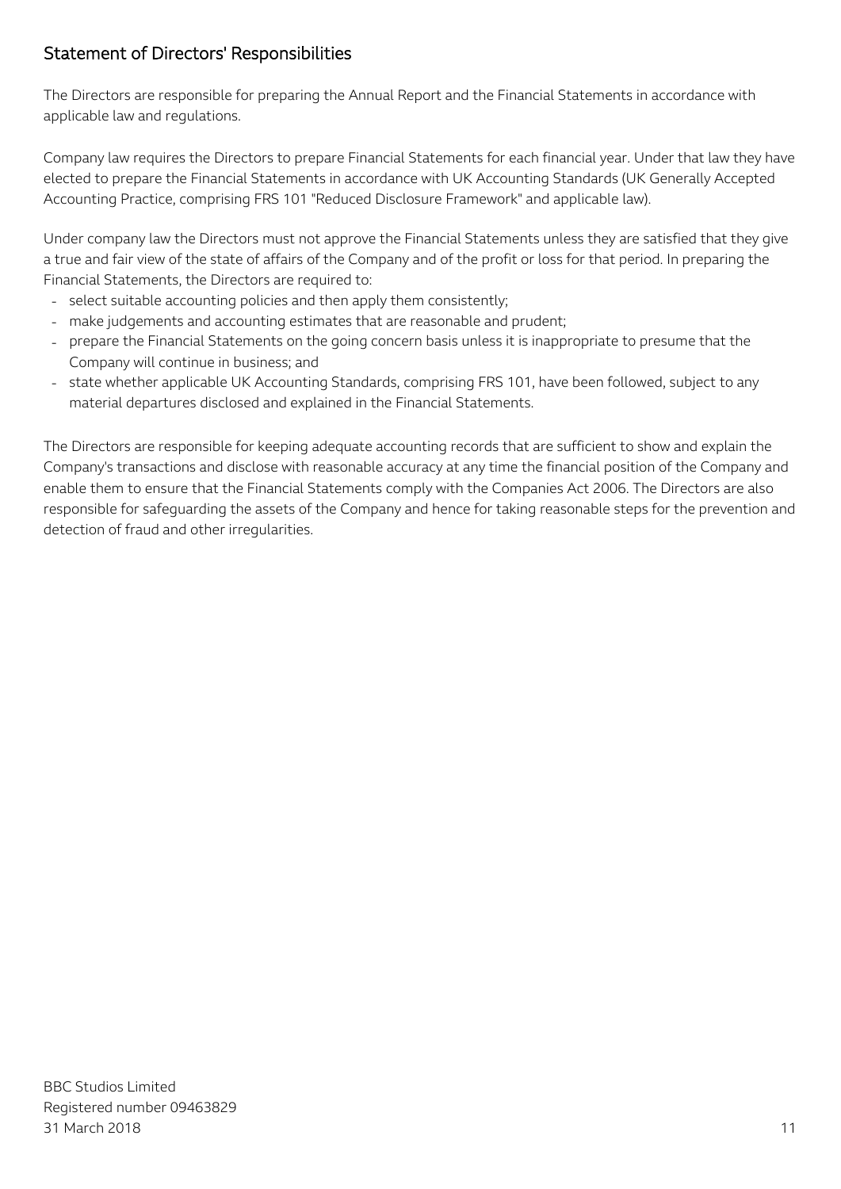## Statement of Directors' Responsibilities

The Directors are responsible for preparing the Annual Report and the Financial Statements in accordance with applicable law and regulations.

Company law requires the Directors to prepare Financial Statements for each financial year. Under that law they have elected to prepare the Financial Statements in accordance with UK Accounting Standards (UK Generally Accepted Accounting Practice, comprising FRS 101 "Reduced Disclosure Framework" and applicable law).

Under company law the Directors must not approve the Financial Statements unless they are satisfied that they give a true and fair view of the state of affairs of the Company and of the profit or loss for that period. In preparing the Financial Statements, the Directors are required to:

- select suitable accounting policies and then apply them consistently;
- make judgements and accounting estimates that are reasonable and prudent;
- prepare the Financial Statements on the going concern basis unless it is inappropriate to presume that the Company will continue in business; and
- state whether applicable UK Accounting Standards, comprising FRS 101, have been followed, subject to any material departures disclosed and explained in the Financial Statements.

The Directors are responsible for keeping adequate accounting records that are sufficient to show and explain the Company's transactions and disclose with reasonable accuracy at any time the financial position of the Company and enable them to ensure that the Financial Statements comply with the Companies Act 2006. The Directors are also responsible for safeguarding the assets of the Company and hence for taking reasonable steps for the prevention and detection of fraud and other irregularities.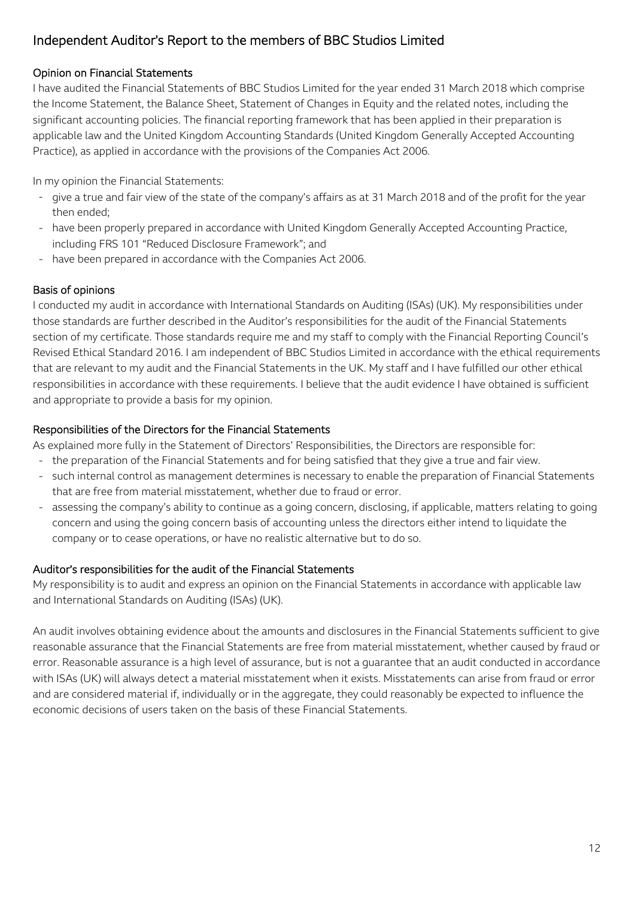# Independent Auditor's Report to the members of BBC Studios Limited

## Opinion on Financial Statements

I have audited the Financial Statements of BBC Studios Limited for the year ended 31 March 2018 which comprise the Income Statement, the Balance Sheet, Statement of Changes in Equity and the related notes, including the significant accounting policies. The financial reporting framework that has been applied in their preparation is applicable law and the United Kingdom Accounting Standards (United Kingdom Generally Accepted Accounting Practice), as applied in accordance with the provisions of the Companies Act 2006.

In my opinion the Financial Statements:

- give a true and fair view of the state of the company's affairs as at 31 March 2018 and of the profit for the year then ended;
- have been properly prepared in accordance with United Kingdom Generally Accepted Accounting Practice, including FRS 101 "Reduced Disclosure Framework"; and
- have been prepared in accordance with the Companies Act 2006.

## Basis of opinions

I conducted my audit in accordance with International Standards on Auditing (ISAs) (UK). My responsibilities under those standards are further described in the Auditor's responsibilities for the audit of the Financial Statements section of my certificate. Those standards require me and my staff to comply with the Financial Reporting Council's Revised Ethical Standard 2016. I am independent of BBC Studios Limited in accordance with the ethical requirements that are relevant to my audit and the Financial Statements in the UK. My staff and I have fulfilled our other ethical responsibilities in accordance with these requirements. I believe that the audit evidence I have obtained is sufficient and appropriate to provide a basis for my opinion.

## Responsibilities of the Directors for the Financial Statements

As explained more fully in the Statement of Directors' Responsibilities, the Directors are responsible for:

- the preparation of the Financial Statements and for being satisfied that they give a true and fair view.
- such internal control as management determines is necessary to enable the preparation of Financial Statements that are free from material misstatement, whether due to fraud or error.
- assessing the company's ability to continue as a going concern, disclosing, if applicable, matters relating to going concern and using the going concern basis of accounting unless the directors either intend to liquidate the company or to cease operations, or have no realistic alternative but to do so.

## Auditor's responsibilities for the audit of the Financial Statements

My responsibility is to audit and express an opinion on the Financial Statements in accordance with applicable law and International Standards on Auditing (ISAs) (UK).

An audit involves obtaining evidence about the amounts and disclosures in the Financial Statements sufficient to give reasonable assurance that the Financial Statements are free from material misstatement, whether caused by fraud or error. Reasonable assurance is a high level of assurance, but is not a guarantee that an audit conducted in accordance with ISAs (UK) will always detect a material misstatement when it exists. Misstatements can arise from fraud or error and are considered material if, individually or in the aggregate, they could reasonably be expected to influence the economic decisions of users taken on the basis of these Financial Statements.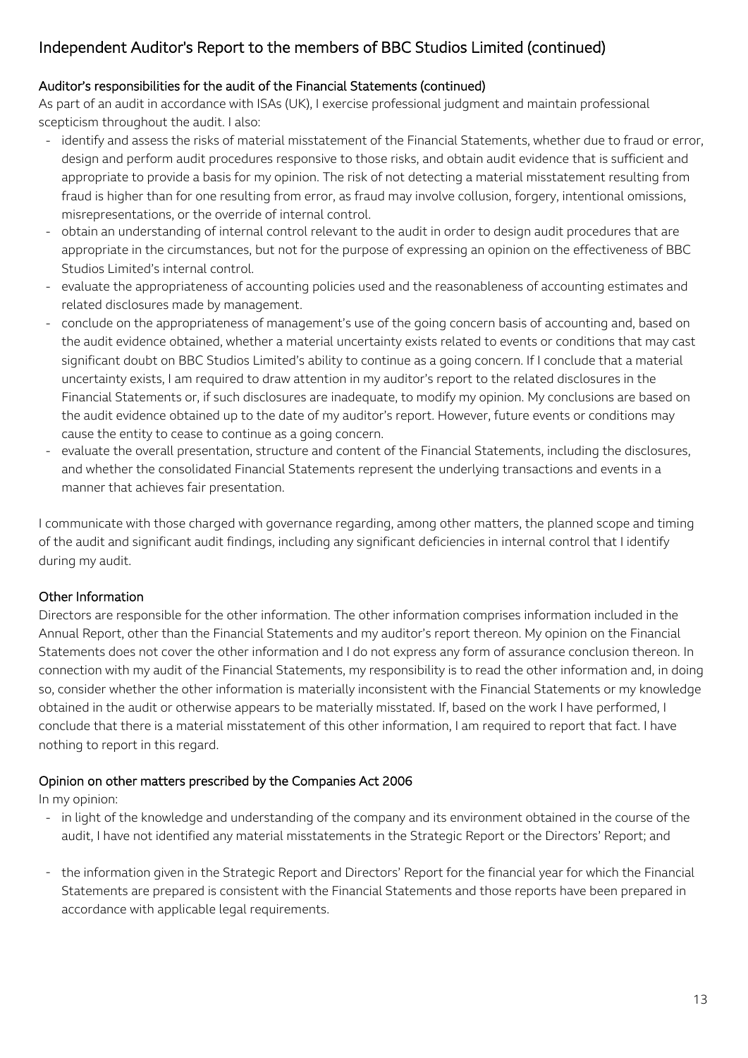## Independent Auditor's Report to the members of BBC Studios Limited (continued)

### Auditor's responsibilities for the audit of the Financial Statements (continued)

As part of an audit in accordance with ISAs (UK), I exercise professional judgment and maintain professional scepticism throughout the audit. I also:

- identify and assess the risks of material misstatement of the Financial Statements, whether due to fraud or error, design and perform audit procedures responsive to those risks, and obtain audit evidence that is sufficient and appropriate to provide a basis for my opinion. The risk of not detecting a material misstatement resulting from fraud is higher than for one resulting from error, as fraud may involve collusion, forgery, intentional omissions, misrepresentations, or the override of internal control.
- obtain an understanding of internal control relevant to the audit in order to design audit procedures that are appropriate in the circumstances, but not for the purpose of expressing an opinion on the effectiveness of BBC Studios Limited's internal control.
- evaluate the appropriateness of accounting policies used and the reasonableness of accounting estimates and related disclosures made by management.
- conclude on the appropriateness of management's use of the going concern basis of accounting and, based on the audit evidence obtained, whether a material uncertainty exists related to events or conditions that may cast significant doubt on BBC Studios Limited's ability to continue as a going concern. If I conclude that a material uncertainty exists, I am required to draw attention in my auditor's report to the related disclosures in the Financial Statements or, if such disclosures are inadequate, to modify my opinion. My conclusions are based on the audit evidence obtained up to the date of my auditor's report. However, future events or conditions may cause the entity to cease to continue as a going concern.
- evaluate the overall presentation, structure and content of the Financial Statements, including the disclosures, and whether the consolidated Financial Statements represent the underlying transactions and events in a manner that achieves fair presentation.

I communicate with those charged with governance regarding, among other matters, the planned scope and timing of the audit and significant audit findings, including any significant deficiencies in internal control that I identify during my audit.

### Other Information

Directors are responsible for the other information. The other information comprises information included in the Annual Report, other than the Financial Statements and my auditor's report thereon. My opinion on the Financial Statements does not cover the other information and I do not express any form of assurance conclusion thereon. In connection with my audit of the Financial Statements, my responsibility is to read the other information and, in doing so, consider whether the other information is materially inconsistent with the Financial Statements or my knowledge obtained in the audit or otherwise appears to be materially misstated. If, based on the work I have performed, I conclude that there is a material misstatement of this other information, I am required to report that fact. I have nothing to report in this regard.

### Opinion on other matters prescribed by the Companies Act 2006

In my opinion:

- in light of the knowledge and understanding of the company and its environment obtained in the course of the audit, I have not identified any material misstatements in the Strategic Report or the Directors' Report; and
- the information given in the Strategic Report and Directors' Report for the financial year for which the Financial Statements are prepared is consistent with the Financial Statements and those reports have been prepared in accordance with applicable legal requirements.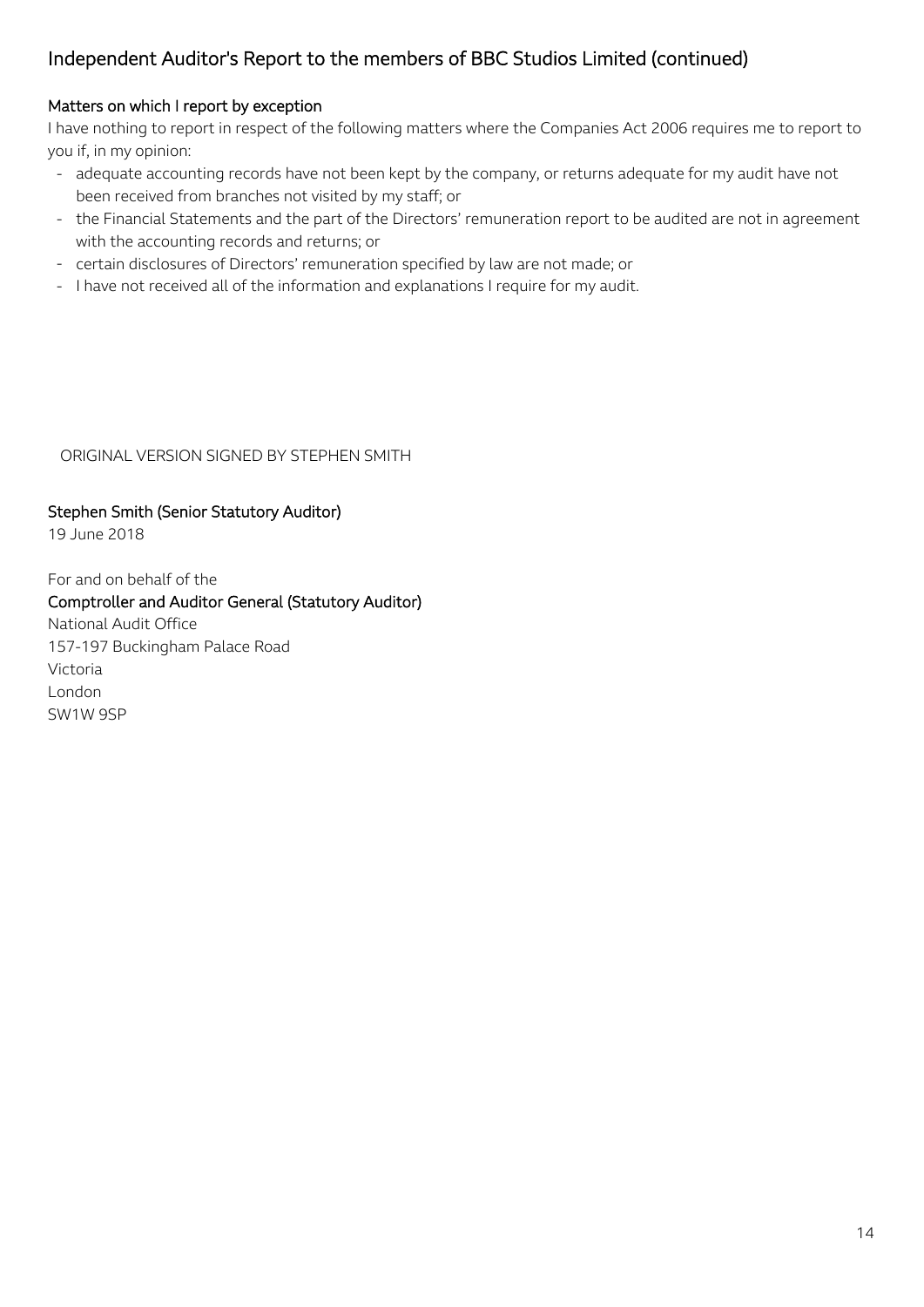# Independent Auditor's Report to the members of BBC Studios Limited (continued)

**Matters on which I report by exception**

I have nothing to report in respect of the following matters where the Companies Act 2006 requires me to report to you if, in my opinion:

- adequate accounting records have not been kept by the company, or returns adequate for my audit have not been received from branches not visited by my staff; or
- the Financial Statements and the part of the Directors' remuneration report to be audited are not in agreement with the accounting records and returns; or
- certain disclosures of Directors' remuneration specified by law are not made; or
- I have not received all of the information and explanations I require for my audit.

ORIGINAL VERSION SIGNED BY STEPHEN SMITH

**Stephen Smith (Senior Statutory Auditor)**
19 June 2018

For and on behalf of the
**Comptroller and Auditor General (Statutory Auditor)**
National Audit Office
157-197 Buckingham Palace Road
Victoria
London
SW1W 9SP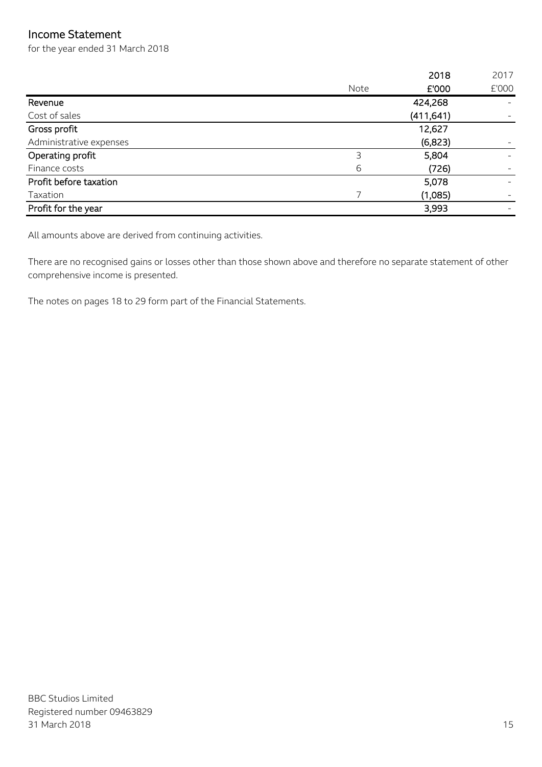# Income Statement

for the year ended 31 March 2018

| | Note | 2018<br>£'000 | 2017<br>£'000 |
|---|---|---|---|
| **Revenue** | | 424,268 | - |
| Cost of sales | | (411,641) | - |
| **Gross profit** | | 12,627 | |
| Administrative expenses | | (6,823) | - |
| **Operating profit** | 3 | 5,804 | - |
| Finance costs | 6 | (726) | - |
| **Profit before taxation** | | 5,078 | - |
| Taxation | 7 | (1,085) | - |
| **Profit for the year** | | 3,993 | - |

All amounts above are derived from continuing activities.

There are no recognised gains or losses other than those shown above and therefore no separate statement of other comprehensive income is presented.

The notes on pages 18 to 29 form part of the Financial Statements.

BBC Studios Limited
Registered number 09463829
31 March 2018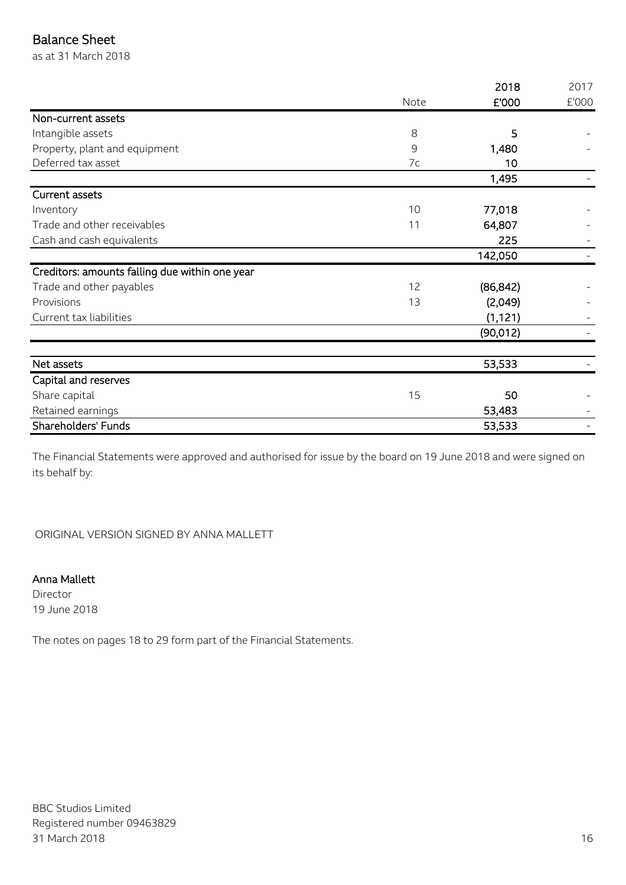# Balance Sheet

as at 31 March 2018

| | Note | 2018 £'000 | 2017 £'000 |
|---|---|---|---|
| **Non-current assets** | | | |
| Intangible assets | 8 | 5 | - |
| Property, plant and equipment | 9 | 1,480 | - |
| Deferred tax asset | 7c | 10 | |
| | | 1,495 | - |
| **Current assets** | | | |
| Inventory | 10 | 77,018 | - |
| Trade and other receivables | 11 | 64,807 | - |
| Cash and cash equivalents | | 225 | - |
| | | 142,050 | - |
| **Creditors: amounts falling due within one year** | | | |
| Trade and other payables | 12 | (86,842) | - |
| Provisions | 13 | (2,049) | - |
| Current tax liabilities | | (1,121) | - |
| | | (90,012) | - |
| **Net assets** | | 53,533 | - |
| **Capital and reserves** | | | |
| Share capital | 15 | 50 | - |
| Retained earnings | | 53,483 | - |
| **Shareholders' Funds** | | 53,533 | - |

The Financial Statements were approved and authorised for issue by the board on 19 June 2018 and were signed on its behalf by:

ORIGINAL VERSION SIGNED BY ANNA MALLETT

**Anna Mallett**
Director
19 June 2018

The notes on pages 18 to 29 form part of the Financial Statements.

BBC Studios Limited
Registered number 09463829
31 March 2018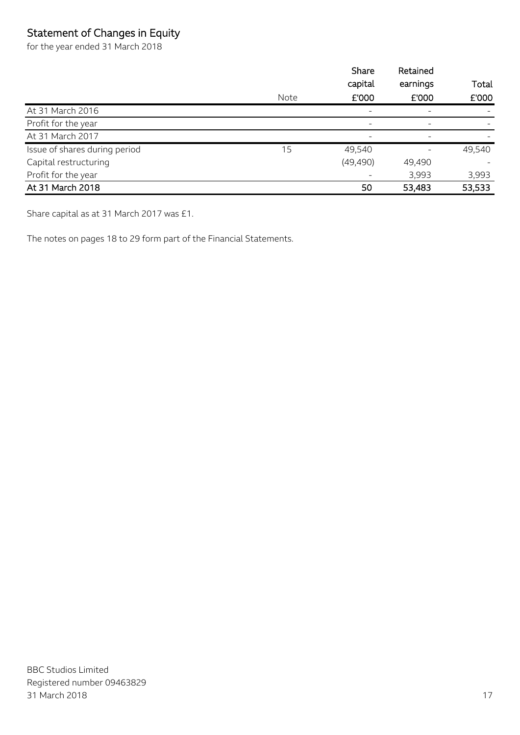# Statement of Changes in Equity

for the year ended 31 March 2018

| | Note | Share capital £'000 | Retained earnings £'000 | Total £'000 |
|---|---|---|---|---|
| At 31 March 2016 | | - | - | - |
| Profit for the year | | - | - | - |
| At 31 March 2017 | | - | - | - |
| Issue of shares during period | 15 | 49,540 | - | 49,540 |
| Capital restructuring | | (49,490) | 49,490 | - |
| Profit for the year | | - | 3,993 | 3,993 |
| **At 31 March 2018** | | **50** | **53,483** | **53,533** |

Share capital as at 31 March 2017 was £1.

The notes on pages 18 to 29 form part of the Financial Statements.

BBC Studios Limited
Registered number 09463829
31 March 2018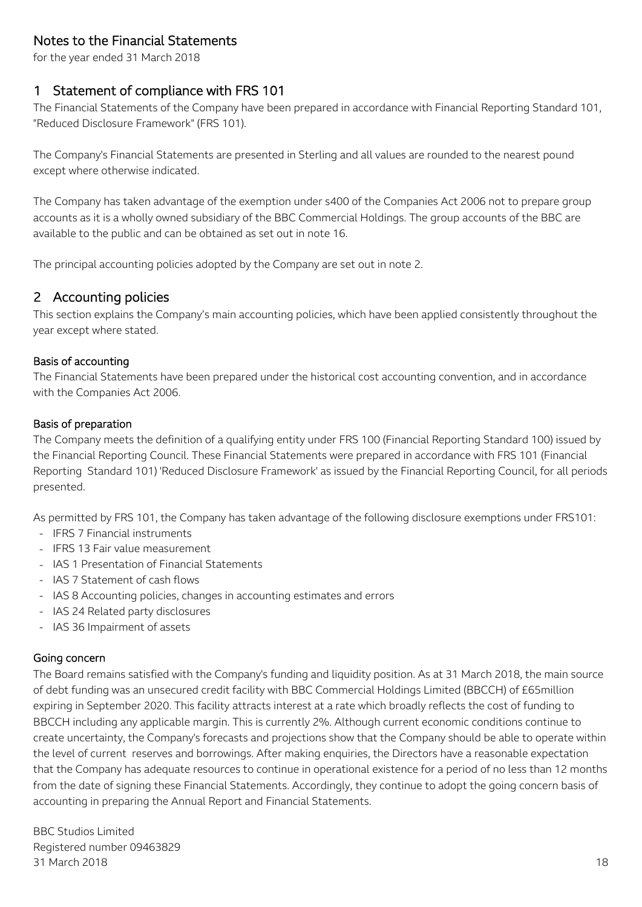# Notes to the Financial Statements

for the year ended 31 March 2018

## 1 Statement of compliance with FRS 101

The Financial Statements of the Company have been prepared in accordance with Financial Reporting Standard 101, "Reduced Disclosure Framework" (FRS 101).

The Company's Financial Statements are presented in Sterling and all values are rounded to the nearest pound except where otherwise indicated.

The Company has taken advantage of the exemption under s400 of the Companies Act 2006 not to prepare group accounts as it is a wholly owned subsidiary of the BBC Commercial Holdings. The group accounts of the BBC are available to the public and can be obtained as set out in note 16.

The principal accounting policies adopted by the Company are set out in note 2.

## 2 Accounting policies

This section explains the Company's main accounting policies, which have been applied consistently throughout the year except where stated.

### Basis of accounting

The Financial Statements have been prepared under the historical cost accounting convention, and in accordance with the Companies Act 2006.

### Basis of preparation

The Company meets the definition of a qualifying entity under FRS 100 (Financial Reporting Standard 100) issued by the Financial Reporting Council. These Financial Statements were prepared in accordance with FRS 101 (Financial Reporting Standard 101) 'Reduced Disclosure Framework' as issued by the Financial Reporting Council, for all periods presented.

As permitted by FRS 101, the Company has taken advantage of the following disclosure exemptions under FRS101:

- IFRS 7 Financial instruments
- IFRS 13 Fair value measurement
- IAS 1 Presentation of Financial Statements
- IAS 7 Statement of cash flows
- IAS 8 Accounting policies, changes in accounting estimates and errors
- IAS 24 Related party disclosures
- IAS 36 Impairment of assets

### Going concern

The Board remains satisfied with the Company's funding and liquidity position. As at 31 March 2018, the main source of debt funding was an unsecured credit facility with BBC Commercial Holdings Limited (BBCCH) of £65million expiring in September 2020. This facility attracts interest at a rate which broadly reflects the cost of funding to BBCCH including any applicable margin. This is currently 2%. Although current economic conditions continue to create uncertainty, the Company's forecasts and projections show that the Company should be able to operate within the level of current reserves and borrowings. After making enquiries, the Directors have a reasonable expectation that the Company has adequate resources to continue in operational existence for a period of no less than 12 months from the date of signing these Financial Statements. Accordingly, they continue to adopt the going concern basis of accounting in preparing the Annual Report and Financial Statements.

BBC Studios Limited
Registered number 09463829
31 March 2018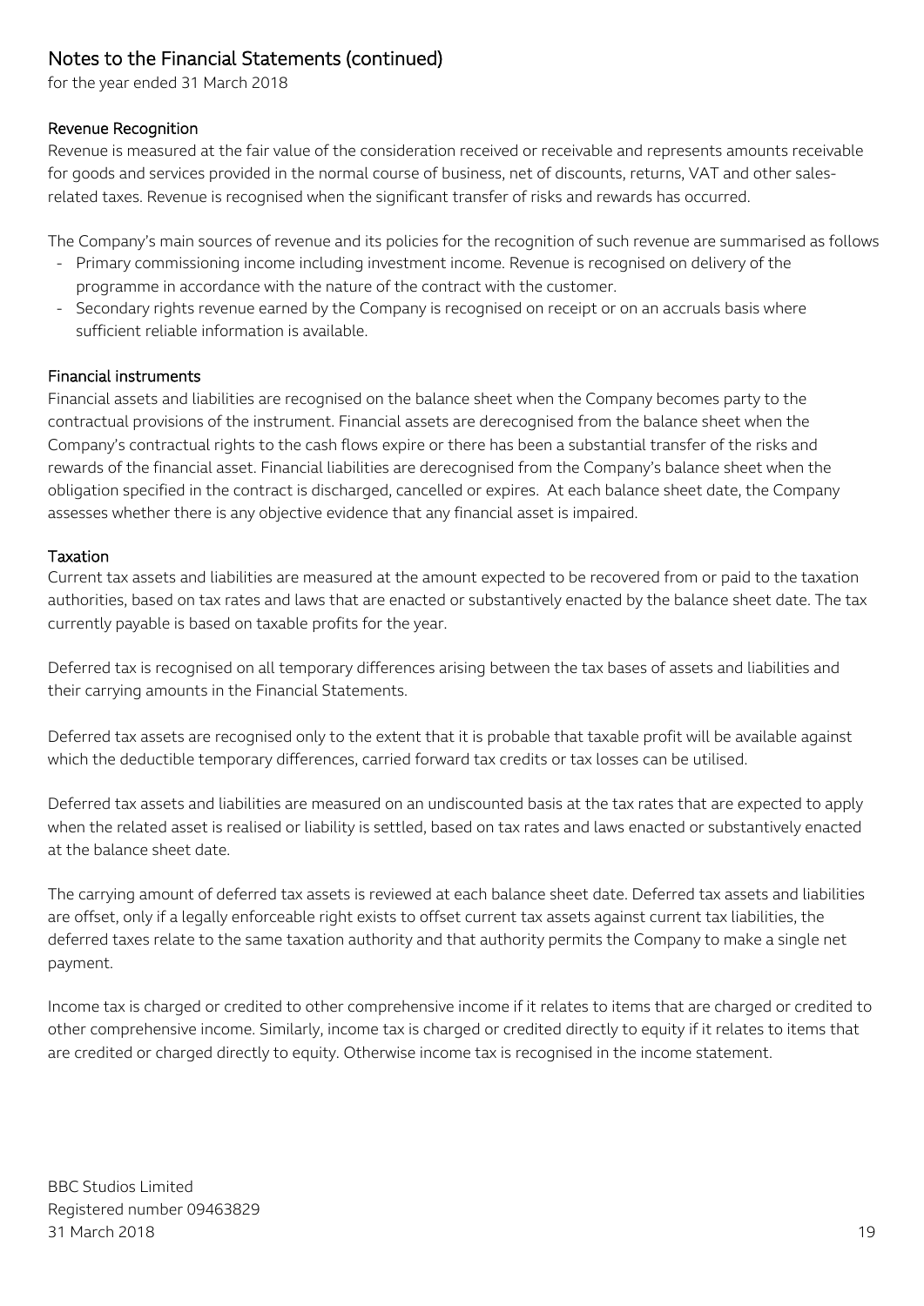## Notes to the Financial Statements (continued)

for the year ended 31 March 2018

### Revenue Recognition

Revenue is measured at the fair value of the consideration received or receivable and represents amounts receivable for goods and services provided in the normal course of business, net of discounts, returns, VAT and other sales-related taxes. Revenue is recognised when the significant transfer of risks and rewards has occurred.

The Company's main sources of revenue and its policies for the recognition of such revenue are summarised as follows

- Primary commissioning income including investment income. Revenue is recognised on delivery of the programme in accordance with the nature of the contract with the customer.
- Secondary rights revenue earned by the Company is recognised on receipt or on an accruals basis where sufficient reliable information is available.

### Financial instruments

Financial assets and liabilities are recognised on the balance sheet when the Company becomes party to the contractual provisions of the instrument. Financial assets are derecognised from the balance sheet when the Company's contractual rights to the cash flows expire or there has been a substantial transfer of the risks and rewards of the financial asset. Financial liabilities are derecognised from the Company's balance sheet when the obligation specified in the contract is discharged, cancelled or expires. At each balance sheet date, the Company assesses whether there is any objective evidence that any financial asset is impaired.

### Taxation

Current tax assets and liabilities are measured at the amount expected to be recovered from or paid to the taxation authorities, based on tax rates and laws that are enacted or substantively enacted by the balance sheet date. The tax currently payable is based on taxable profits for the year.

Deferred tax is recognised on all temporary differences arising between the tax bases of assets and liabilities and their carrying amounts in the Financial Statements.

Deferred tax assets are recognised only to the extent that it is probable that taxable profit will be available against which the deductible temporary differences, carried forward tax credits or tax losses can be utilised.

Deferred tax assets and liabilities are measured on an undiscounted basis at the tax rates that are expected to apply when the related asset is realised or liability is settled, based on tax rates and laws enacted or substantively enacted at the balance sheet date.

The carrying amount of deferred tax assets is reviewed at each balance sheet date. Deferred tax assets and liabilities are offset, only if a legally enforceable right exists to offset current tax assets against current tax liabilities, the deferred taxes relate to the same taxation authority and that authority permits the Company to make a single net payment.

Income tax is charged or credited to other comprehensive income if it relates to items that are charged or credited to other comprehensive income. Similarly, income tax is charged or credited directly to equity if it relates to items that are credited or charged directly to equity. Otherwise income tax is recognised in the income statement.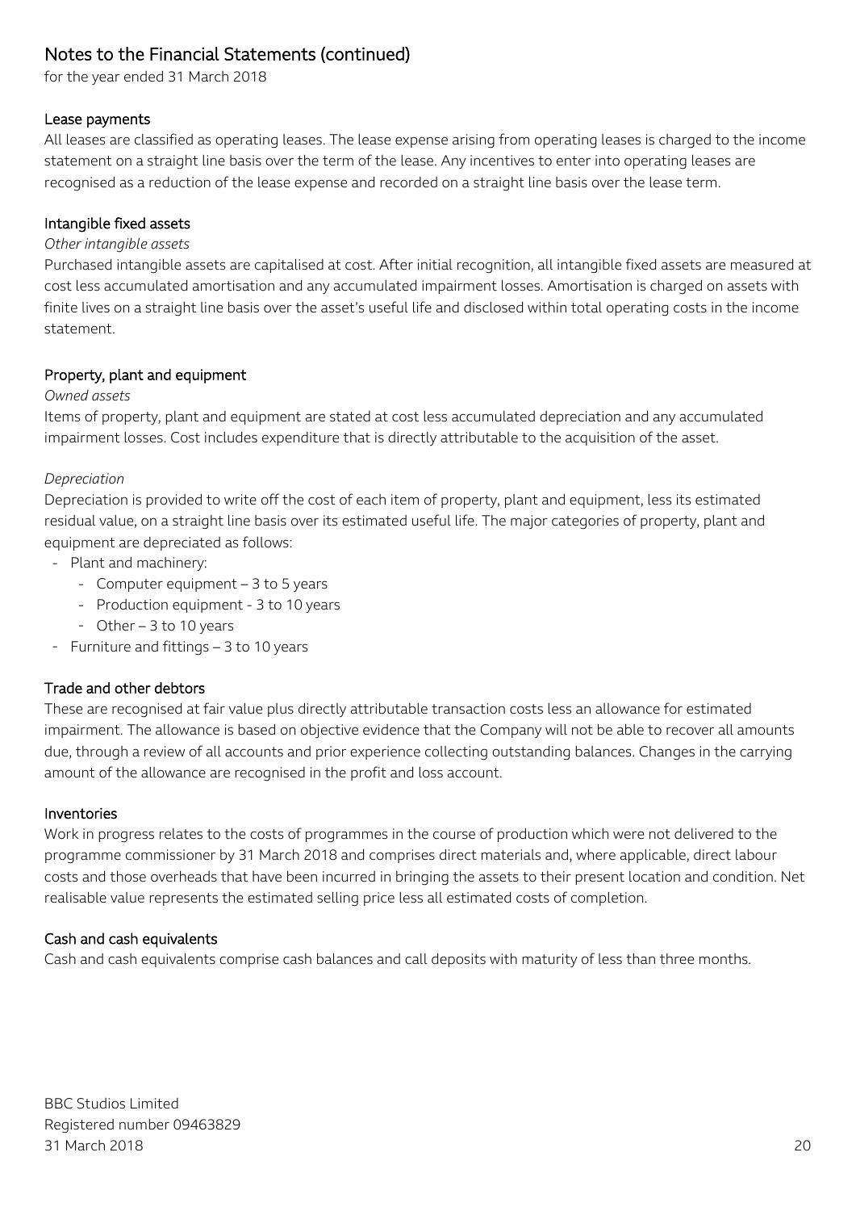## Notes to the Financial Statements (continued)

for the year ended 31 March 2018

### Lease payments

All leases are classified as operating leases. The lease expense arising from operating leases is charged to the income statement on a straight line basis over the term of the lease. Any incentives to enter into operating leases are recognised as a reduction of the lease expense and recorded on a straight line basis over the lease term.

### Intangible fixed assets

*Other intangible assets*

Purchased intangible assets are capitalised at cost. After initial recognition, all intangible fixed assets are measured at cost less accumulated amortisation and any accumulated impairment losses. Amortisation is charged on assets with finite lives on a straight line basis over the asset's useful life and disclosed within total operating costs in the income statement.

### Property, plant and equipment

*Owned assets*

Items of property, plant and equipment are stated at cost less accumulated depreciation and any accumulated impairment losses. Cost includes expenditure that is directly attributable to the acquisition of the asset.

*Depreciation*

Depreciation is provided to write off the cost of each item of property, plant and equipment, less its estimated residual value, on a straight line basis over its estimated useful life. The major categories of property, plant and equipment are depreciated as follows:

- Plant and machinery:
  - Computer equipment – 3 to 5 years
  - Production equipment - 3 to 10 years
  - Other – 3 to 10 years
- Furniture and fittings – 3 to 10 years

### Trade and other debtors

These are recognised at fair value plus directly attributable transaction costs less an allowance for estimated impairment. The allowance is based on objective evidence that the Company will not be able to recover all amounts due, through a review of all accounts and prior experience collecting outstanding balances. Changes in the carrying amount of the allowance are recognised in the profit and loss account.

### Inventories

Work in progress relates to the costs of programmes in the course of production which were not delivered to the programme commissioner by 31 March 2018 and comprises direct materials and, where applicable, direct labour costs and those overheads that have been incurred in bringing the assets to their present location and condition. Net realisable value represents the estimated selling price less all estimated costs of completion.

### Cash and cash equivalents

Cash and cash equivalents comprise cash balances and call deposits with maturity of less than three months.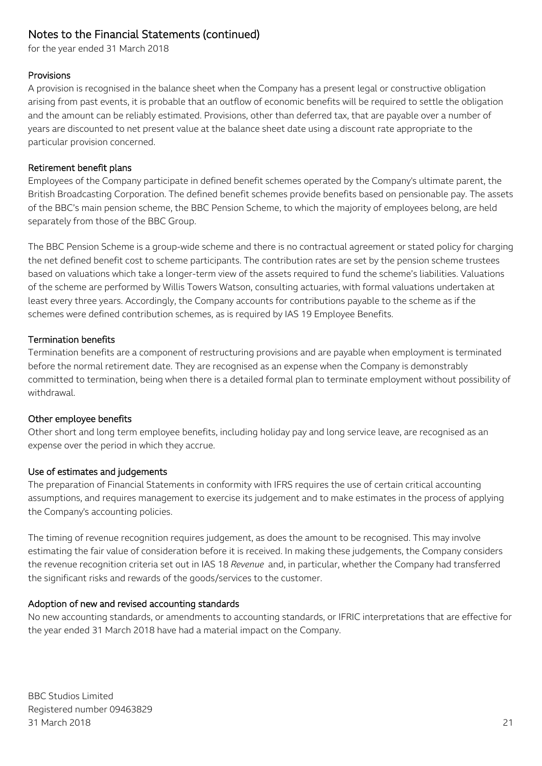## Notes to the Financial Statements (continued)

for the year ended 31 March 2018

### Provisions

A provision is recognised in the balance sheet when the Company has a present legal or constructive obligation arising from past events, it is probable that an outflow of economic benefits will be required to settle the obligation and the amount can be reliably estimated. Provisions, other than deferred tax, that are payable over a number of years are discounted to net present value at the balance sheet date using a discount rate appropriate to the particular provision concerned.

### Retirement benefit plans

Employees of the Company participate in defined benefit schemes operated by the Company's ultimate parent, the British Broadcasting Corporation. The defined benefit schemes provide benefits based on pensionable pay. The assets of the BBC's main pension scheme, the BBC Pension Scheme, to which the majority of employees belong, are held separately from those of the BBC Group.

The BBC Pension Scheme is a group-wide scheme and there is no contractual agreement or stated policy for charging the net defined benefit cost to scheme participants. The contribution rates are set by the pension scheme trustees based on valuations which take a longer-term view of the assets required to fund the scheme's liabilities. Valuations of the scheme are performed by Willis Towers Watson, consulting actuaries, with formal valuations undertaken at least every three years. Accordingly, the Company accounts for contributions payable to the scheme as if the schemes were defined contribution schemes, as is required by IAS 19 Employee Benefits.

### Termination benefits

Termination benefits are a component of restructuring provisions and are payable when employment is terminated before the normal retirement date. They are recognised as an expense when the Company is demonstrably committed to termination, being when there is a detailed formal plan to terminate employment without possibility of withdrawal.

### Other employee benefits

Other short and long term employee benefits, including holiday pay and long service leave, are recognised as an expense over the period in which they accrue.

### Use of estimates and judgements

The preparation of Financial Statements in conformity with IFRS requires the use of certain critical accounting assumptions, and requires management to exercise its judgement and to make estimates in the process of applying the Company's accounting policies.

The timing of revenue recognition requires judgement, as does the amount to be recognised. This may involve estimating the fair value of consideration before it is received. In making these judgements, the Company considers the revenue recognition criteria set out in IAS 18 *Revenue* and, in particular, whether the Company had transferred the significant risks and rewards of the goods/services to the customer.

### Adoption of new and revised accounting standards

No new accounting standards, or amendments to accounting standards, or IFRIC interpretations that are effective for the year ended 31 March 2018 have had a material impact on the Company.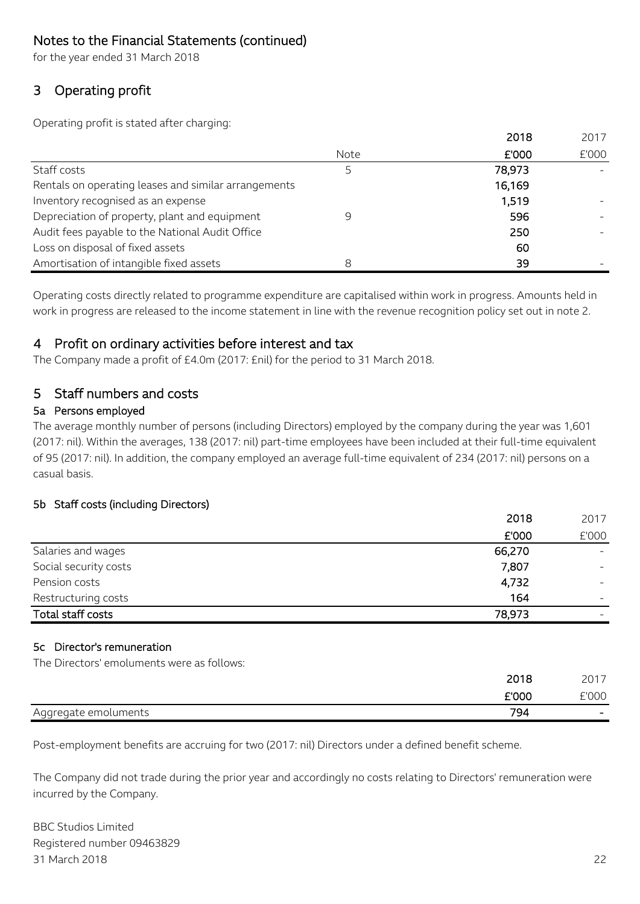## Notes to the Financial Statements (continued)

for the year ended 31 March 2018

## 3 Operating profit

Operating profit is stated after charging:

| | Note | 2018 £'000 | 2017 £'000 |
|---|---|---|---|
| Staff costs | 5 | 78,973 | - |
| Rentals on operating leases and similar arrangements | | 16,169 | |
| Inventory recognised as an expense | | 1,519 | - |
| Depreciation of property, plant and equipment | 9 | 596 | - |
| Audit fees payable to the National Audit Office | | 250 | - |
| Loss on disposal of fixed assets | | 60 | |
| Amortisation of intangible fixed assets | 8 | 39 | - |

Operating costs directly related to programme expenditure are capitalised within work in progress. Amounts held in work in progress are released to the income statement in line with the revenue recognition policy set out in note 2.

## 4 Profit on ordinary activities before interest and tax

The Company made a profit of £4.0m (2017: £nil) for the period to 31 March 2018.

## 5 Staff numbers and costs

### 5a Persons employed

The average monthly number of persons (including Directors) employed by the company during the year was 1,601 (2017: nil). Within the averages, 138 (2017: nil) part-time employees have been included at their full-time equivalent of 95 (2017: nil). In addition, the company employed an average full-time equivalent of 234 (2017: nil) persons on a casual basis.

### 5b Staff costs (including Directors)

| | 2018 £'000 | 2017 £'000 |
|---|---|---|
| Salaries and wages | 66,270 | - |
| Social security costs | 7,807 | - |
| Pension costs | 4,732 | - |
| Restructuring costs | 164 | - |
| **Total staff costs** | **78,973** | - |

### 5c Director's remuneration

The Directors' emoluments were as follows:

| | 2018 £'000 | 2017 £'000 |
|---|---|---|
| Aggregate emoluments | 794 | - |

Post-employment benefits are accruing for two (2017: nil) Directors under a defined benefit scheme.

The Company did not trade during the prior year and accordingly no costs relating to Directors' remuneration were incurred by the Company.

BBC Studios Limited
Registered number 09463829
31 March 2018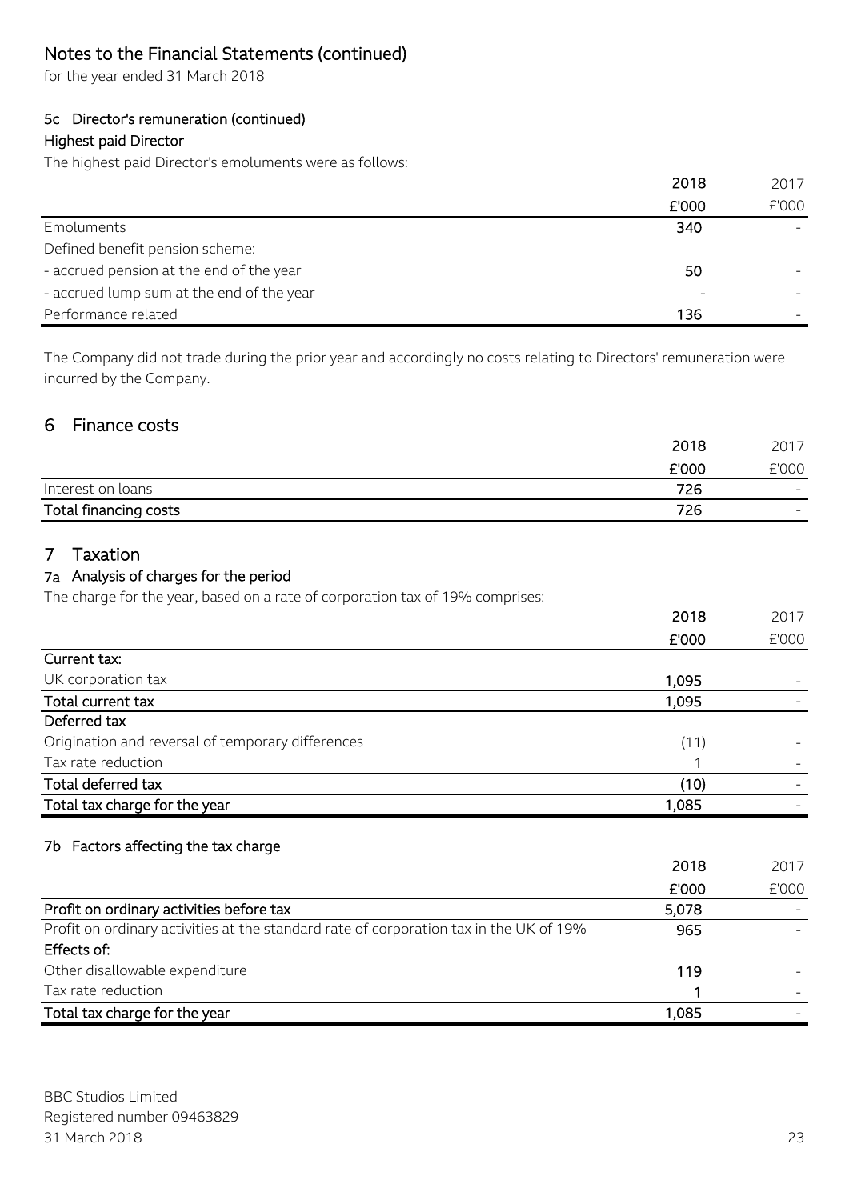# Notes to the Financial Statements (continued)

for the year ended 31 March 2018

### 5c Director's remuneration (continued)

**Highest paid Director**

The highest paid Director's emoluments were as follows:

| | 2018 £'000 | 2017 £'000 |
|---|---|---|
| Emoluments | 340 | - |
| Defined benefit pension scheme: | | |
| - accrued pension at the end of the year | 50 | - |
| - accrued lump sum at the end of the year | - | - |
| Performance related | 136 | - |

The Company did not trade during the prior year and accordingly no costs relating to Directors' remuneration were incurred by the Company.

## 6 Finance costs

| | 2018 £'000 | 2017 £'000 |
|---|---|---|
| Interest on loans | 726 | - |
| **Total financing costs** | **726** | - |

## 7 Taxation

### 7a Analysis of charges for the period

The charge for the year, based on a rate of corporation tax of 19% comprises:

| | 2018 £'000 | 2017 £'000 |
|---|---|---|
| **Current tax:** | | |
| UK corporation tax | 1,095 | - |
| **Total current tax** | **1,095** | - |
| **Deferred tax** | | |
| Origination and reversal of temporary differences | (11) | - |
| Tax rate reduction | 1 | - |
| **Total deferred tax** | **(10)** | - |
| **Total tax charge for the year** | **1,085** | - |

### 7b Factors affecting the tax charge

| | 2018 £'000 | 2017 £'000 |
|---|---|---|
| **Profit on ordinary activities before tax** | **5,078** | - |
| Profit on ordinary activities at the standard rate of corporation tax in the UK of 19% | 965 | - |
| **Effects of:** | | |
| Other disallowable expenditure | 119 | - |
| Tax rate reduction | 1 | - |
| **Total tax charge for the year** | **1,085** | - |

BBC Studios Limited
Registered number 09463829
31 March 2018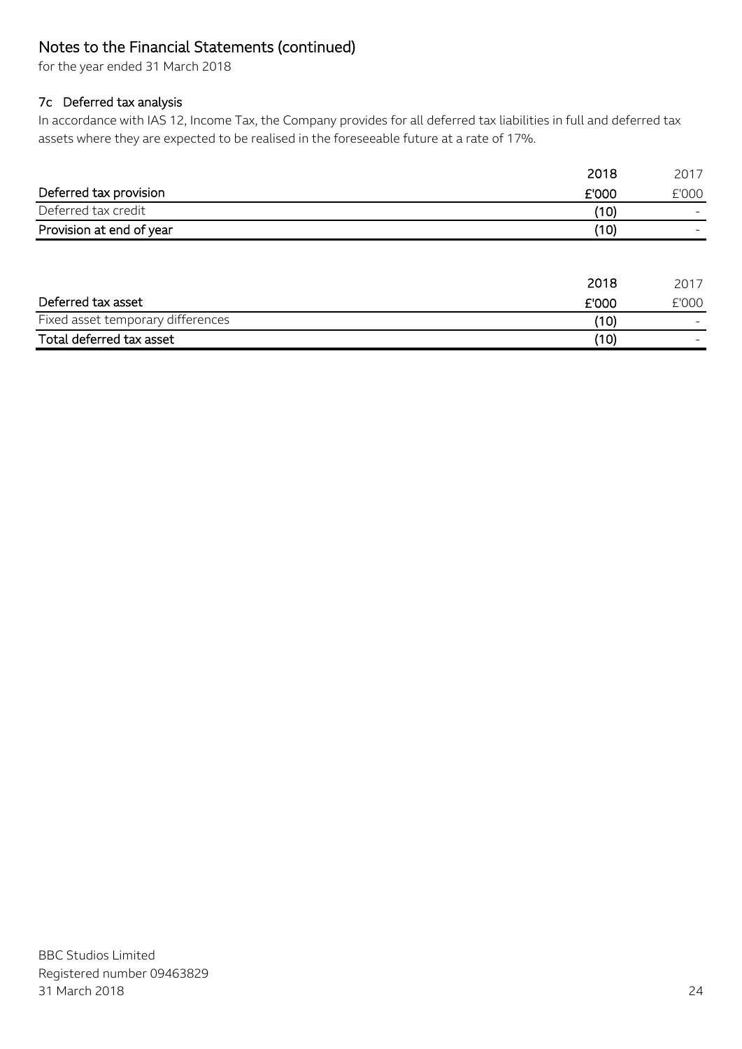# Notes to the Financial Statements (continued)

for the year ended 31 March 2018

### 7c Deferred tax analysis

In accordance with IAS 12, Income Tax, the Company provides for all deferred tax liabilities in full and deferred tax assets where they are expected to be realised in the foreseeable future at a rate of 17%.

| | 2018 | 2017 |
|---|---|---|
| **Deferred tax provision** | **£'000** | £'000 |
| Deferred tax credit | (10) | - |
| **Provision at end of year** | **(10)** | - |

| | 2018 | 2017 |
|---|---|---|
| **Deferred tax asset** | **£'000** | £'000 |
| Fixed asset temporary differences | (10) | - |
| **Total deferred tax asset** | **(10)** | - |

BBC Studios Limited
Registered number 09463829
31 March 2018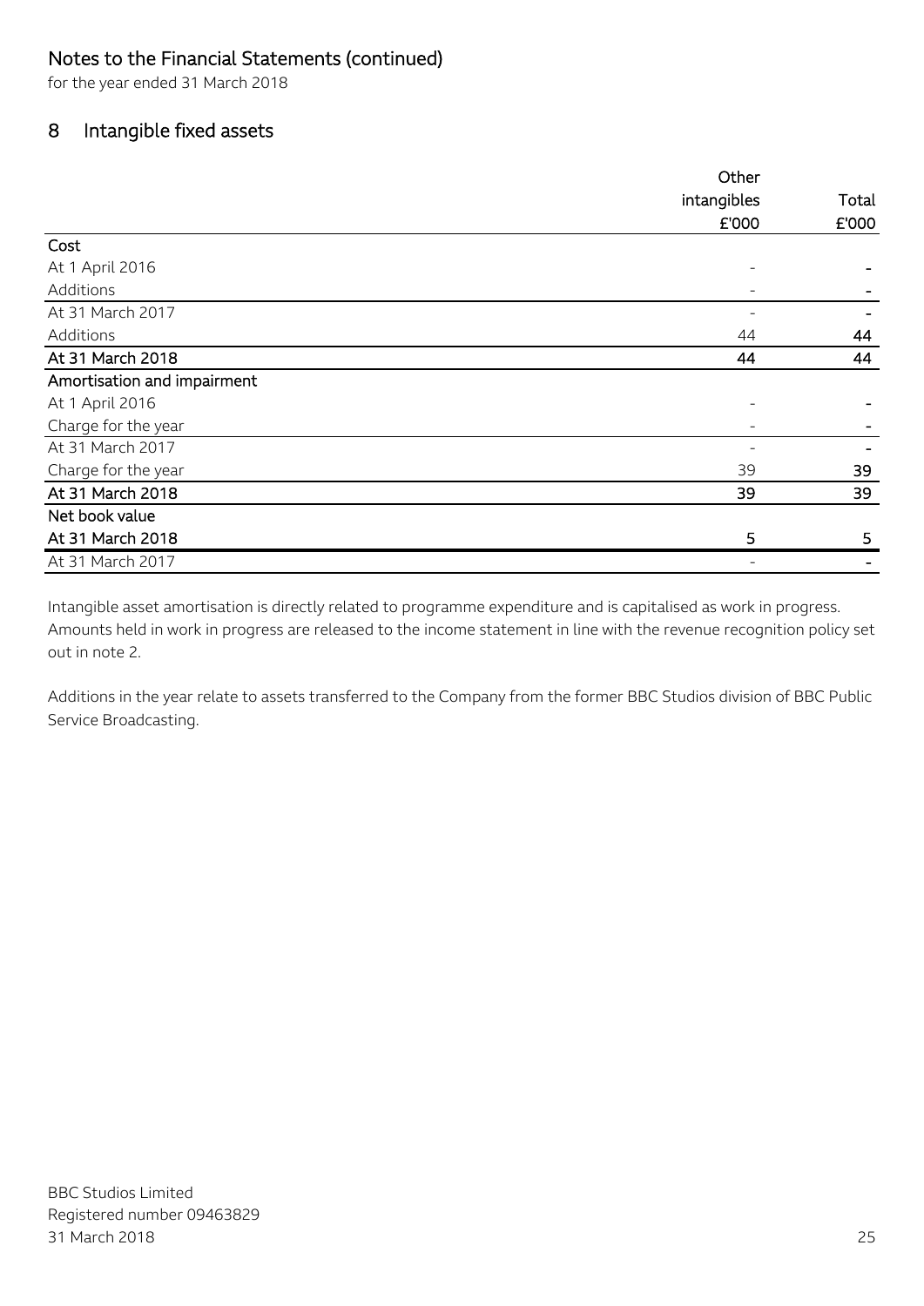## Notes to the Financial Statements (continued)

for the year ended 31 March 2018

## 8 Intangible fixed assets

| | Other intangibles £'000 | Total £'000 |
|---|---|---|
| **Cost** | | |
| At 1 April 2016 | - | - |
| Additions | - | - |
| At 31 March 2017 | - | - |
| Additions | 44 | **44** |
| **At 31 March 2018** | **44** | **44** |
| **Amortisation and impairment** | | |
| At 1 April 2016 | - | - |
| Charge for the year | - | - |
| At 31 March 2017 | - | - |
| Charge for the year | 39 | **39** |
| **At 31 March 2018** | **39** | **39** |
| **Net book value** | | |
| **At 31 March 2018** | **5** | **5** |
| At 31 March 2017 | - | - |

Intangible asset amortisation is directly related to programme expenditure and is capitalised as work in progress. Amounts held in work in progress are released to the income statement in line with the revenue recognition policy set out in note 2.

Additions in the year relate to assets transferred to the Company from the former BBC Studios division of BBC Public Service Broadcasting.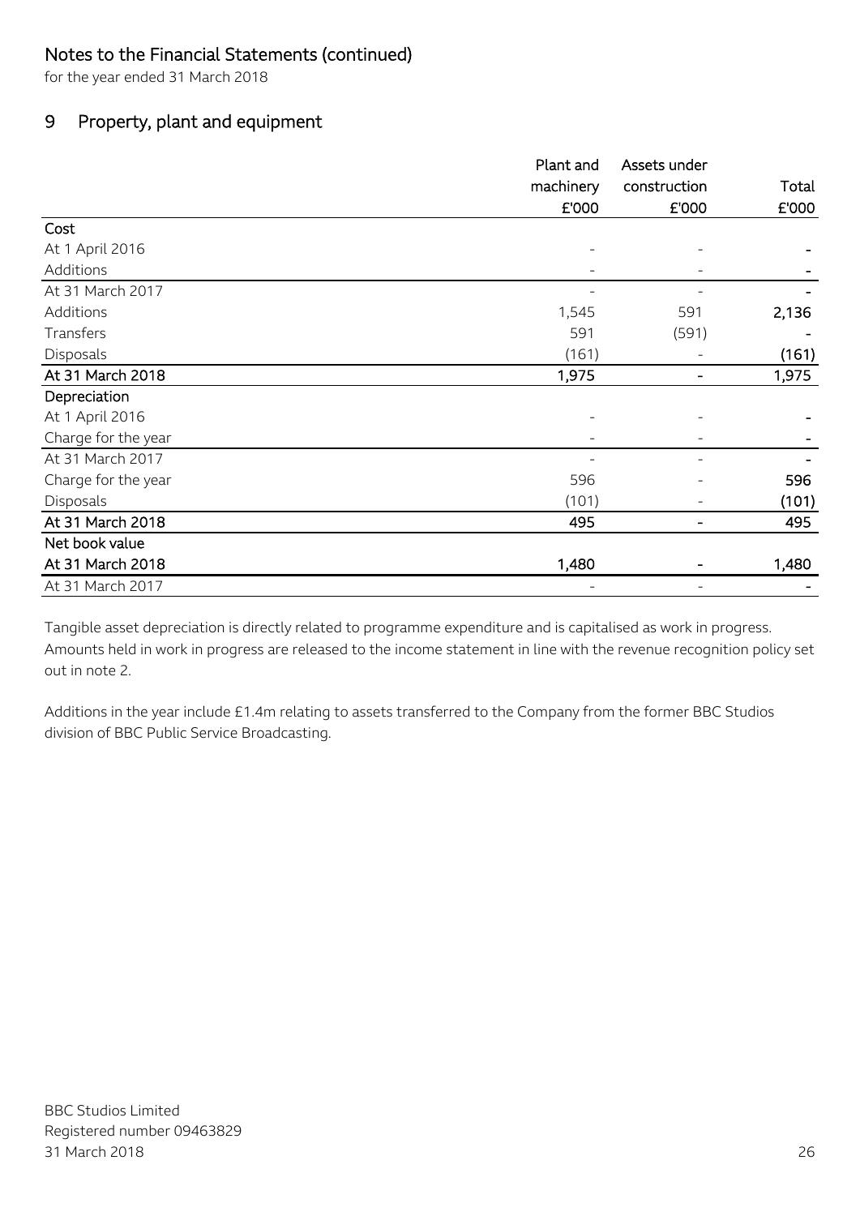## Notes to the Financial Statements (continued)

for the year ended 31 March 2018

## 9 Property, plant and equipment

| | Plant and machinery £'000 | Assets under construction £'000 | Total £'000 |
|---|---|---|---|
| **Cost** | | | |
| At 1 April 2016 | - | - | - |
| Additions | - | - | - |
| At 31 March 2017 | - | - | - |
| Additions | 1,545 | 591 | **2,136** |
| Transfers | 591 | (591) | - |
| Disposals | (161) | - | **(161)** |
| **At 31 March 2018** | **1,975** | **-** | **1,975** |
| **Depreciation** | | | |
| At 1 April 2016 | - | - | - |
| Charge for the year | - | - | - |
| At 31 March 2017 | - | - | - |
| Charge for the year | 596 | - | **596** |
| Disposals | (101) | - | **(101)** |
| **At 31 March 2018** | **495** | **-** | **495** |
| **Net book value** | | | |
| **At 31 March 2018** | **1,480** | **-** | **1,480** |
| At 31 March 2017 | - | - | - |

Tangible asset depreciation is directly related to programme expenditure and is capitalised as work in progress. Amounts held in work in progress are released to the income statement in line with the revenue recognition policy set out in note 2.

Additions in the year include £1.4m relating to assets transferred to the Company from the former BBC Studios division of BBC Public Service Broadcasting.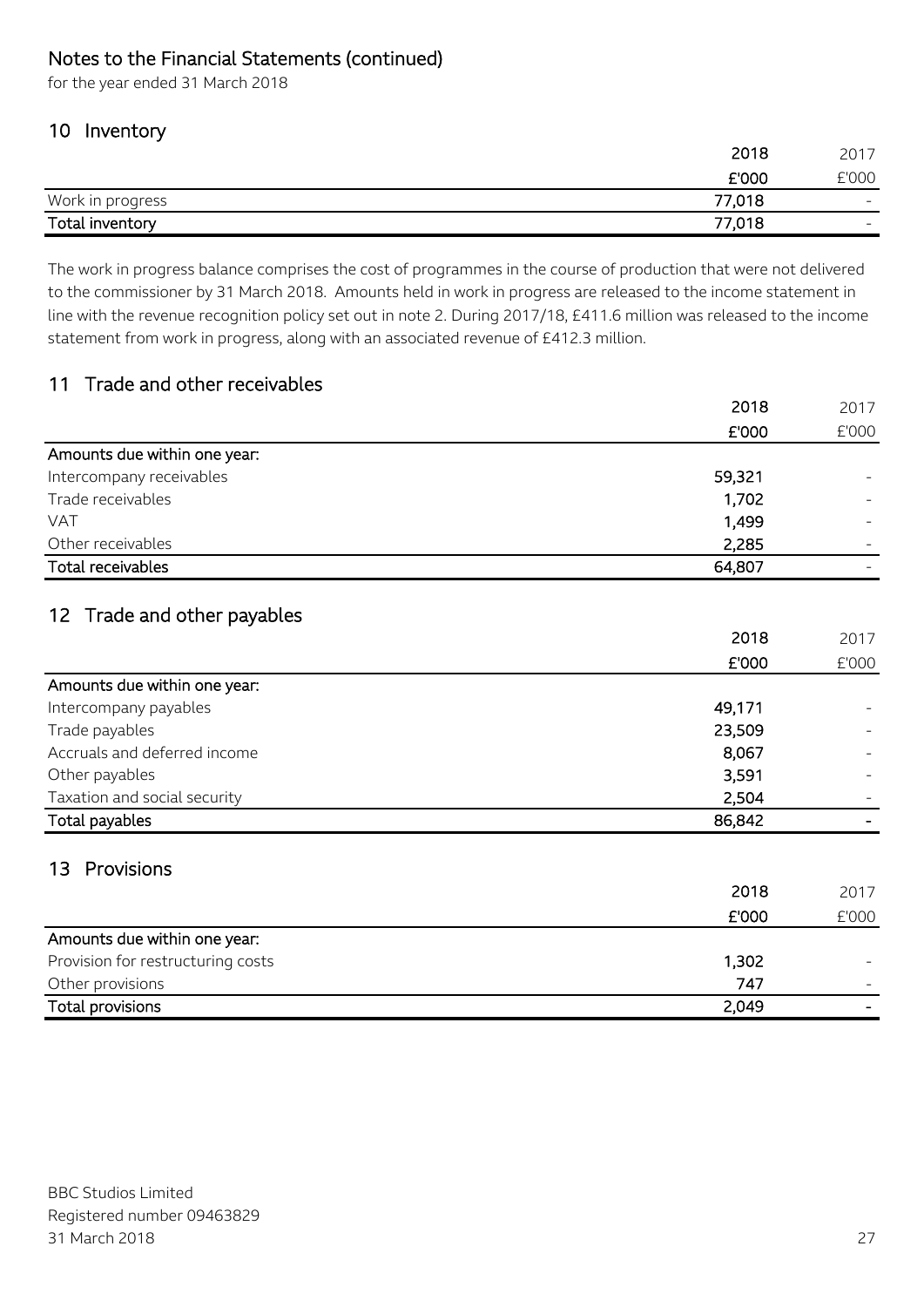# Notes to the Financial Statements (continued)

for the year ended 31 March 2018

## 10 Inventory

| | 2018 | 2017 |
|---|---|---|
| | £'000 | £'000 |
| Work in progress | 77,018 | - |
| **Total inventory** | **77,018** | - |

The work in progress balance comprises the cost of programmes in the course of production that were not delivered to the commissioner by 31 March 2018. Amounts held in work in progress are released to the income statement in line with the revenue recognition policy set out in note 2. During 2017/18, £411.6 million was released to the income statement from work in progress, along with an associated revenue of £412.3 million.

## 11 Trade and other receivables

| | 2018 | 2017 |
|---|---|---|
| | £'000 | £'000 |
| **Amounts due within one year:** | | |
| Intercompany receivables | 59,321 | - |
| Trade receivables | 1,702 | - |
| VAT | 1,499 | - |
| Other receivables | 2,285 | - |
| **Total receivables** | **64,807** | - |

## 12 Trade and other payables

| | 2018 | 2017 |
|---|---|---|
| | £'000 | £'000 |
| **Amounts due within one year:** | | |
| Intercompany payables | 49,171 | - |
| Trade payables | 23,509 | - |
| Accruals and deferred income | 8,067 | - |
| Other payables | 3,591 | - |
| Taxation and social security | 2,504 | - |
| **Total payables** | **86,842** | - |

## 13 Provisions

| | 2018 | 2017 |
|---|---|---|
| | £'000 | £'000 |
| **Amounts due within one year:** | | |
| Provision for restructuring costs | 1,302 | - |
| Other provisions | 747 | - |
| **Total provisions** | **2,049** | - |

BBC Studios Limited
Registered number 09463829
31 March 2018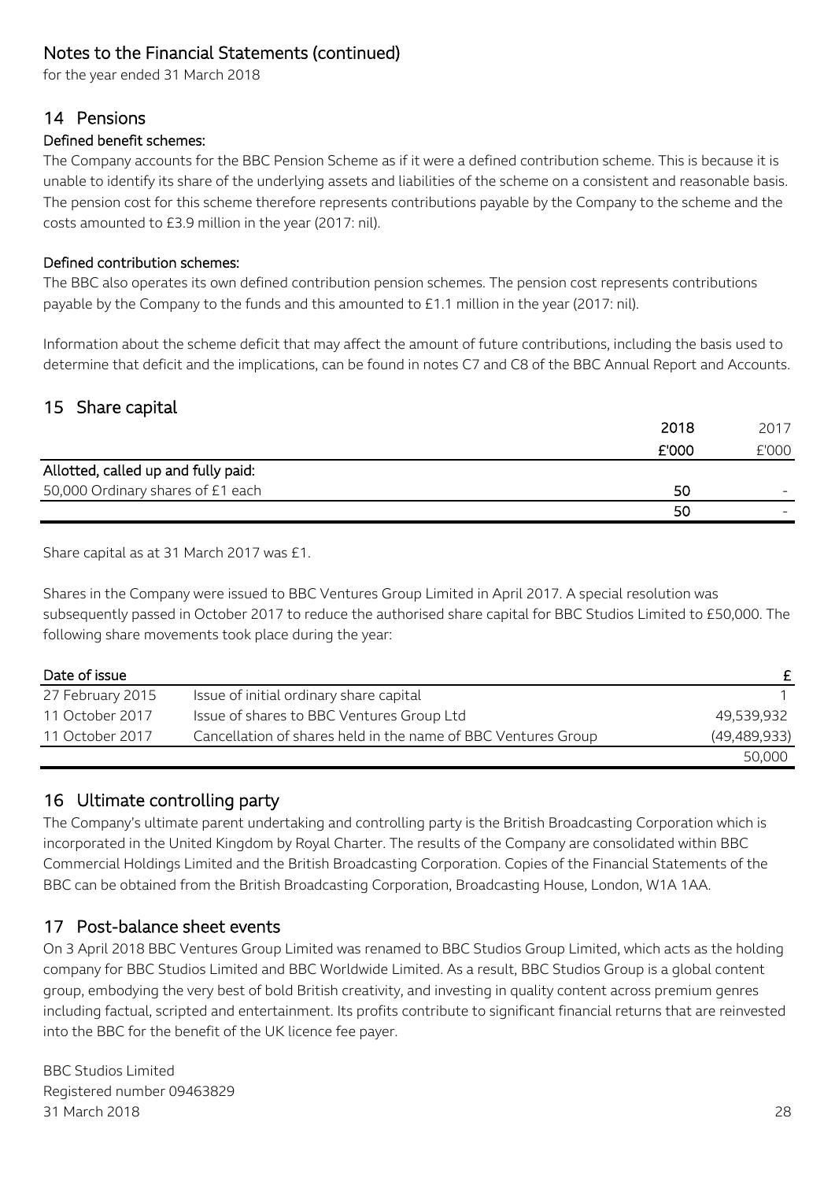# Notes to the Financial Statements (continued)

for the year ended 31 March 2018

## 14 Pensions

**Defined benefit schemes:**

The Company accounts for the BBC Pension Scheme as if it were a defined contribution scheme. This is because it is unable to identify its share of the underlying assets and liabilities of the scheme on a consistent and reasonable basis. The pension cost for this scheme therefore represents contributions payable by the Company to the scheme and the costs amounted to £3.9 million in the year (2017: nil).

**Defined contribution schemes:**

The BBC also operates its own defined contribution pension schemes. The pension cost represents contributions payable by the Company to the funds and this amounted to £1.1 million in the year (2017: nil).

Information about the scheme deficit that may affect the amount of future contributions, including the basis used to determine that deficit and the implications, can be found in notes C7 and C8 of the BBC Annual Report and Accounts.

## 15 Share capital

| | 2018 | 2017 |
|---|---|---|
| | £'000 | £'000 |
| **Allotted, called up and fully paid:** | | |
| 50,000 Ordinary shares of £1 each | 50 | - |
| | 50 | - |

Share capital as at 31 March 2017 was £1.

Shares in the Company were issued to BBC Ventures Group Limited in April 2017. A special resolution was subsequently passed in October 2017 to reduce the authorised share capital for BBC Studios Limited to £50,000. The following share movements took place during the year:

| Date of issue | | £ |
|---|---|---|
| 27 February 2015 | Issue of initial ordinary share capital | 1 |
| 11 October 2017 | Issue of shares to BBC Ventures Group Ltd | 49,539,932 |
| 11 October 2017 | Cancellation of shares held in the name of BBC Ventures Group | (49,489,933) |
| | | 50,000 |

## 16 Ultimate controlling party

The Company's ultimate parent undertaking and controlling party is the British Broadcasting Corporation which is incorporated in the United Kingdom by Royal Charter. The results of the Company are consolidated within BBC Commercial Holdings Limited and the British Broadcasting Corporation. Copies of the Financial Statements of the BBC can be obtained from the British Broadcasting Corporation, Broadcasting House, London, W1A 1AA.

## 17 Post-balance sheet events

On 3 April 2018 BBC Ventures Group Limited was renamed to BBC Studios Group Limited, which acts as the holding company for BBC Studios Limited and BBC Worldwide Limited. As a result, BBC Studios Group is a global content group, embodying the very best of bold British creativity, and investing in quality content across premium genres including factual, scripted and entertainment. Its profits contribute to significant financial returns that are reinvested into the BBC for the benefit of the UK licence fee payer.

BBC Studios Limited
Registered number 09463829
31 March 2018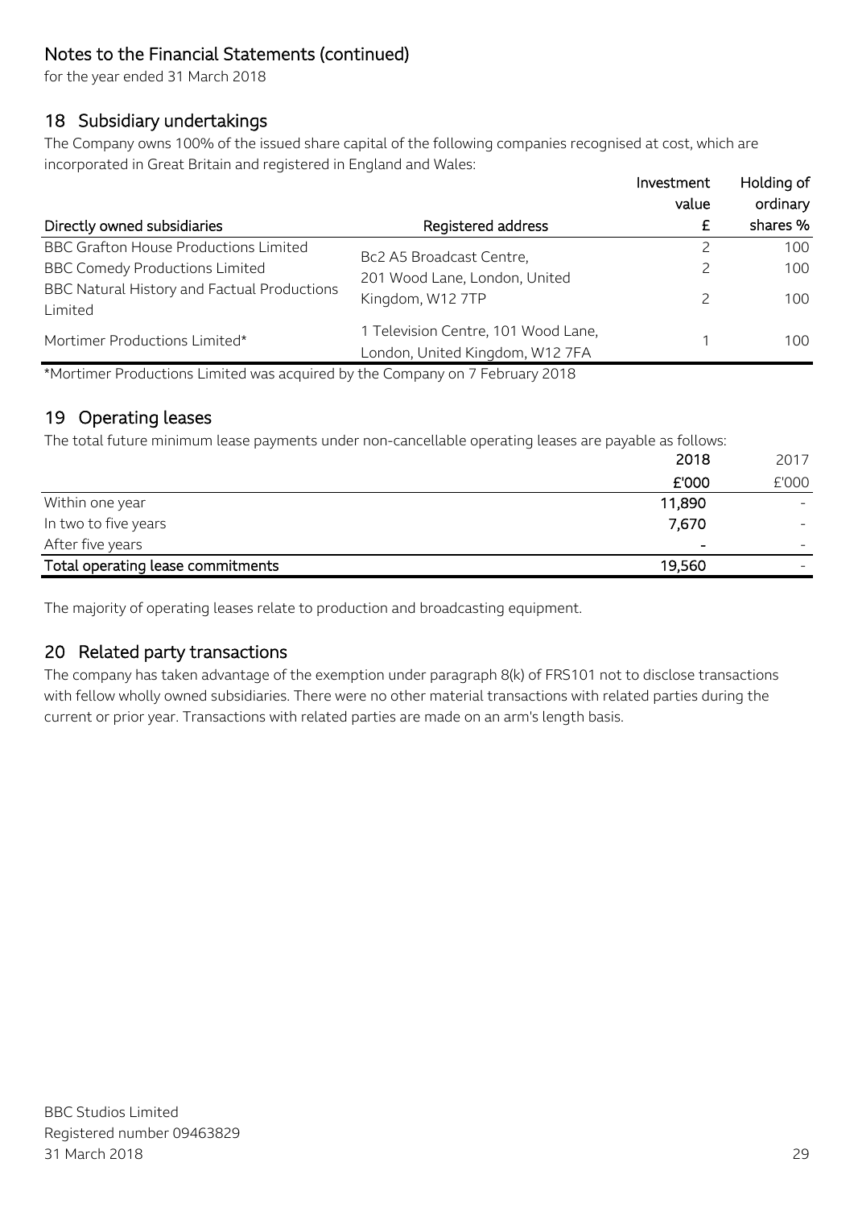## Notes to the Financial Statements (continued)

for the year ended 31 March 2018

### 18 Subsidiary undertakings

The Company owns 100% of the issued share capital of the following companies recognised at cost, which are incorporated in Great Britain and registered in England and Wales:

| Directly owned subsidiaries | Registered address | Investment value £ | Holding of ordinary shares % |
|---|---|---|---|
| BBC Grafton House Productions Limited | Bc2 A5 Broadcast Centre, 201 Wood Lane, London, United Kingdom, W12 7TP | 2 | 100 |
| BBC Comedy Productions Limited | | 2 | 100 |
| BBC Natural History and Factual Productions Limited | | 2 | 100 |
| Mortimer Productions Limited* | 1 Television Centre, 101 Wood Lane, London, United Kingdom, W12 7FA | 1 | 100 |

*Mortimer Productions Limited was acquired by the Company on 7 February 2018

### 19 Operating leases

The total future minimum lease payments under non-cancellable operating leases are payable as follows:

| | 2018 £'000 | 2017 £'000 |
|---|---|---|
| Within one year | 11,890 | - |
| In two to five years | 7,670 | - |
| After five years | - | - |
| **Total operating lease commitments** | 19,560 | - |

The majority of operating leases relate to production and broadcasting equipment.

### 20 Related party transactions

The company has taken advantage of the exemption under paragraph 8(k) of FRS101 not to disclose transactions with fellow wholly owned subsidiaries. There were no other material transactions with related parties during the current or prior year. Transactions with related parties are made on an arm's length basis.